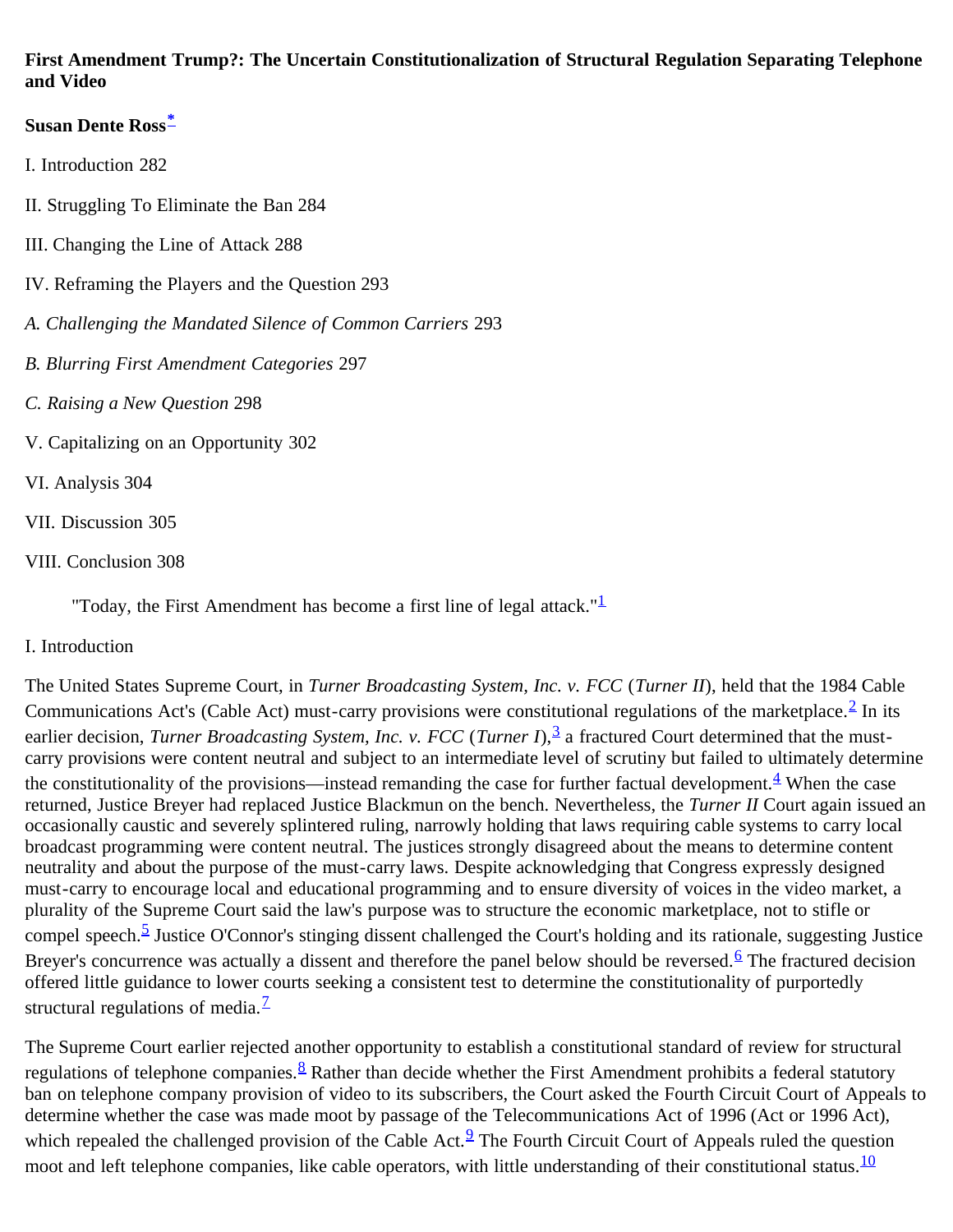**First Amendment Trump?: The Uncertain Constitutionalization of Structural Regulation Separating Telephone and Video**

**Susan Dente Ross**[*]

I. Introduction 282

II. Struggling To Eliminate the Ban 284

III. Changing the Line of Attack 288

IV. Reframing the Players and the Question 293

*A. Challenging the Mandated Silence of Common Carriers* 293

*B. Blurring First Amendment Categories* 297

*C. Raising a New Question* 298

V. Capitalizing on an Opportunity 302

VI. Analysis 304

VII. Discussion 305

VIII. Conclusion 308

> "Today, the First Amendment has become a first line of legal attack."[1]

I. Introduction

The United States Supreme Court, in *Turner Broadcasting System, Inc. v. FCC* (*Turner II*), held that the 1984 Cable Communications Act's (Cable Act) must-carry provisions were constitutional regulations of the marketplace.[2] In its earlier decision, *Turner Broadcasting System, Inc. v. FCC* (*Turner I*),[3] a fractured Court determined that the must-carry provisions were content neutral and subject to an intermediate level of scrutiny but failed to ultimately determine the constitutionality of the provisions—instead remanding the case for further factual development.[4] When the case returned, Justice Breyer had replaced Justice Blackmun on the bench. Nevertheless, the *Turner II* Court again issued an occasionally caustic and severely splintered ruling, narrowly holding that laws requiring cable systems to carry local broadcast programming were content neutral. The justices strongly disagreed about the means to determine content neutrality and about the purpose of the must-carry laws. Despite acknowledging that Congress expressly designed must-carry to encourage local and educational programming and to ensure diversity of voices in the video market, a plurality of the Supreme Court said the law's purpose was to structure the economic marketplace, not to stifle or compel speech.[5] Justice O'Connor's stinging dissent challenged the Court's holding and its rationale, suggesting Justice Breyer's concurrence was actually a dissent and therefore the panel below should be reversed.[6] The fractured decision offered little guidance to lower courts seeking a consistent test to determine the constitutionality of purportedly structural regulations of media.[7]

The Supreme Court earlier rejected another opportunity to establish a constitutional standard of review for structural regulations of telephone companies.[8] Rather than decide whether the First Amendment prohibits a federal statutory ban on telephone company provision of video to its subscribers, the Court asked the Fourth Circuit Court of Appeals to determine whether the case was made moot by passage of the Telecommunications Act of 1996 (Act or 1996 Act), which repealed the challenged provision of the Cable Act.[9] The Fourth Circuit Court of Appeals ruled the question moot and left telephone companies, like cable operators, with little understanding of their constitutional status.[10]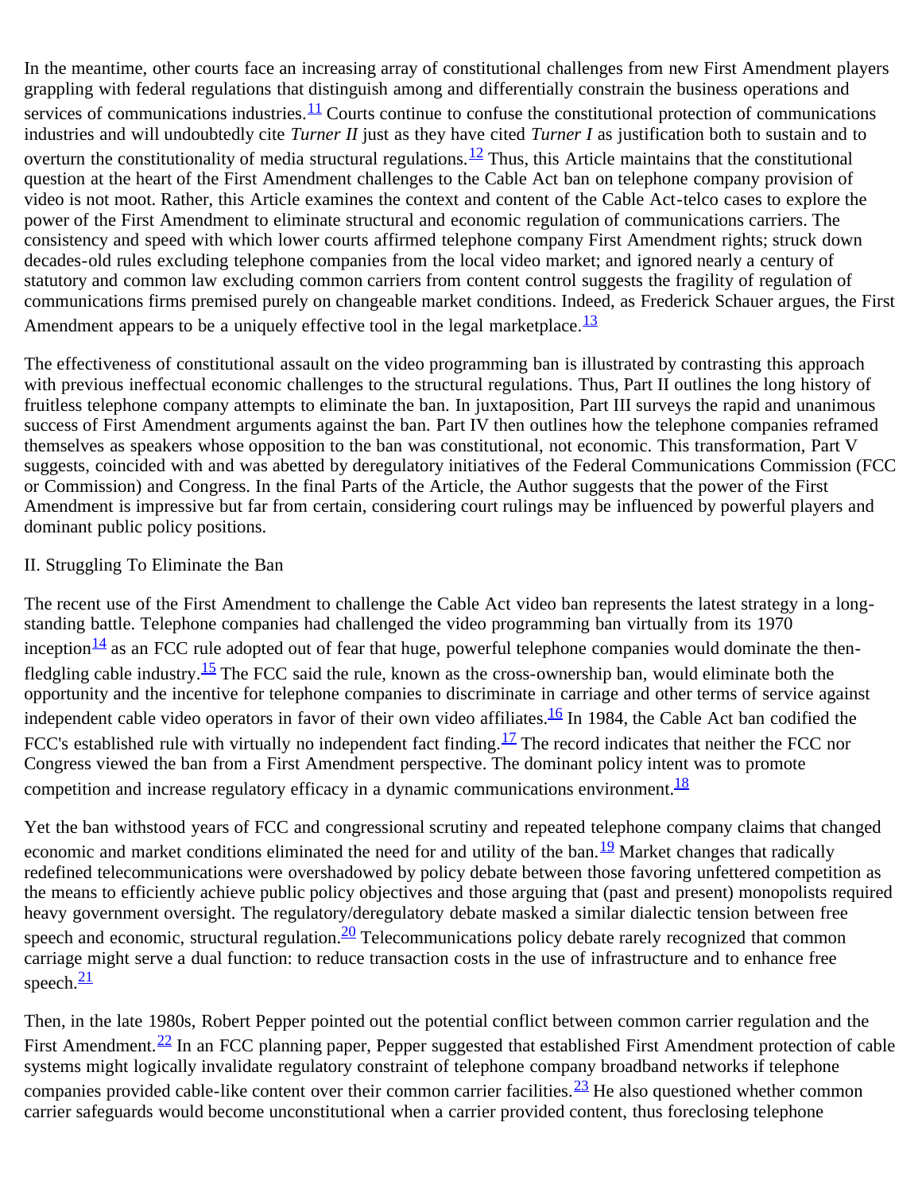In the meantime, other courts face an increasing array of constitutional challenges from new First Amendment players grappling with federal regulations that distinguish among and differentially constrain the business operations and services of communications industries.[11] Courts continue to confuse the constitutional protection of communications industries and will undoubtedly cite *Turner II* just as they have cited *Turner I* as justification both to sustain and to overturn the constitutionality of media structural regulations.[12] Thus, this Article maintains that the constitutional question at the heart of the First Amendment challenges to the Cable Act ban on telephone company provision of video is not moot. Rather, this Article examines the context and content of the Cable Act-telco cases to explore the power of the First Amendment to eliminate structural and economic regulation of communications carriers. The consistency and speed with which lower courts affirmed telephone company First Amendment rights; struck down decades-old rules excluding telephone companies from the local video market; and ignored nearly a century of statutory and common law excluding common carriers from content control suggests the fragility of regulation of communications firms premised purely on changeable market conditions. Indeed, as Frederick Schauer argues, the First Amendment appears to be a uniquely effective tool in the legal marketplace.[13]

The effectiveness of constitutional assault on the video programming ban is illustrated by contrasting this approach with previous ineffectual economic challenges to the structural regulations. Thus, Part II outlines the long history of fruitless telephone company attempts to eliminate the ban. In juxtaposition, Part III surveys the rapid and unanimous success of First Amendment arguments against the ban. Part IV then outlines how the telephone companies reframed themselves as speakers whose opposition to the ban was constitutional, not economic. This transformation, Part V suggests, coincided with and was abetted by deregulatory initiatives of the Federal Communications Commission (FCC or Commission) and Congress. In the final Parts of the Article, the Author suggests that the power of the First Amendment is impressive but far from certain, considering court rulings may be influenced by powerful players and dominant public policy positions.

## II. Struggling To Eliminate the Ban

The recent use of the First Amendment to challenge the Cable Act video ban represents the latest strategy in a long-standing battle. Telephone companies had challenged the video programming ban virtually from its 1970 inception[14] as an FCC rule adopted out of fear that huge, powerful telephone companies would dominate the then-fledgling cable industry.[15] The FCC said the rule, known as the cross-ownership ban, would eliminate both the opportunity and the incentive for telephone companies to discriminate in carriage and other terms of service against independent cable video operators in favor of their own video affiliates.[16] In 1984, the Cable Act ban codified the FCC's established rule with virtually no independent fact finding.[17] The record indicates that neither the FCC nor Congress viewed the ban from a First Amendment perspective. The dominant policy intent was to promote competition and increase regulatory efficacy in a dynamic communications environment.[18]

Yet the ban withstood years of FCC and congressional scrutiny and repeated telephone company claims that changed economic and market conditions eliminated the need for and utility of the ban.[19] Market changes that radically redefined telecommunications were overshadowed by policy debate between those favoring unfettered competition as the means to efficiently achieve public policy objectives and those arguing that (past and present) monopolists required heavy government oversight. The regulatory/deregulatory debate masked a similar dialectic tension between free speech and economic, structural regulation.[20] Telecommunications policy debate rarely recognized that common carriage might serve a dual function: to reduce transaction costs in the use of infrastructure and to enhance free speech.[21]

Then, in the late 1980s, Robert Pepper pointed out the potential conflict between common carrier regulation and the First Amendment.[22] In an FCC planning paper, Pepper suggested that established First Amendment protection of cable systems might logically invalidate regulatory constraint of telephone company broadband networks if telephone companies provided cable-like content over their common carrier facilities.[23] He also questioned whether common carrier safeguards would become unconstitutional when a carrier provided content, thus foreclosing telephone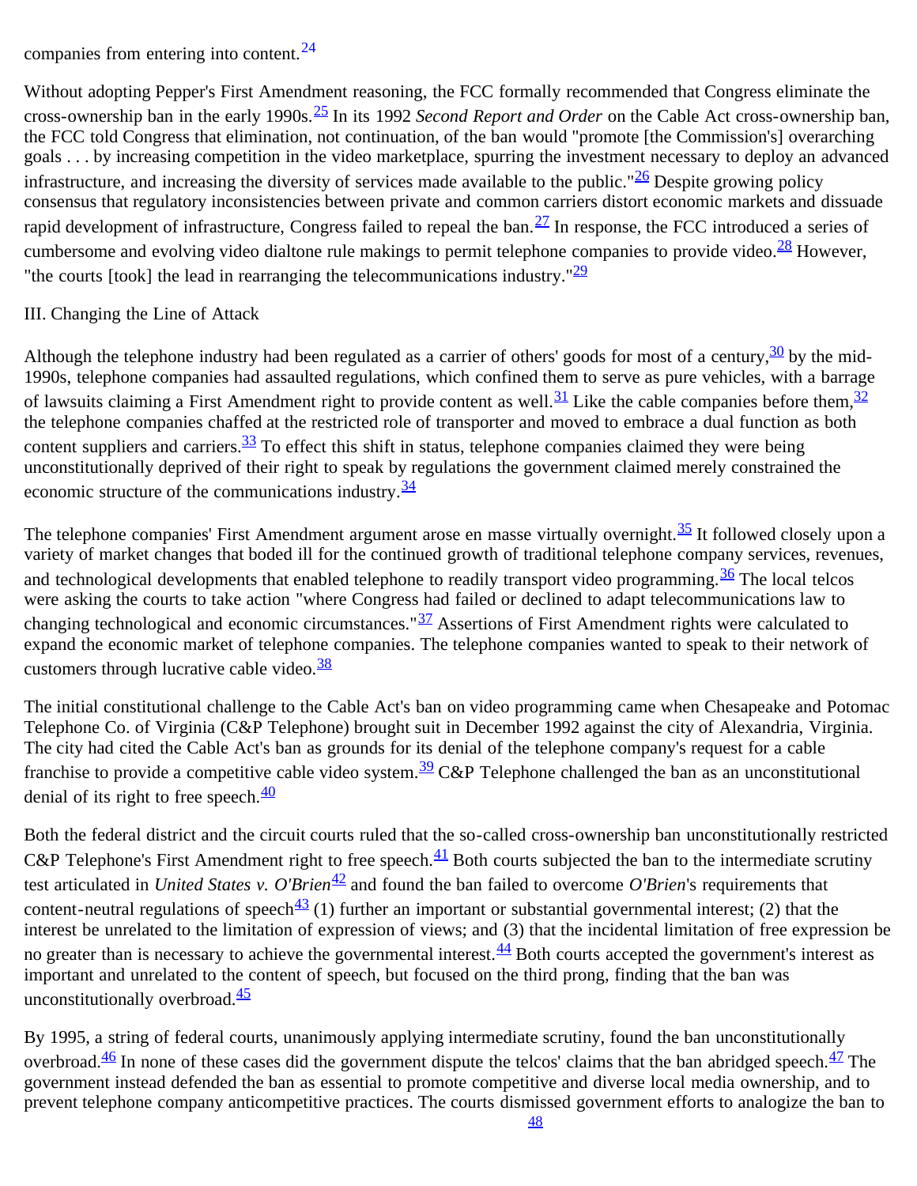companies from entering into content.[24]

Without adopting Pepper's First Amendment reasoning, the FCC formally recommended that Congress eliminate the cross-ownership ban in the early 1990s.[25] In its 1992 *Second Report and Order* on the Cable Act cross-ownership ban, the FCC told Congress that elimination, not continuation, of the ban would "promote [the Commission's] overarching goals . . . by increasing competition in the video marketplace, spurring the investment necessary to deploy an advanced infrastructure, and increasing the diversity of services made available to the public."[26] Despite growing policy consensus that regulatory inconsistencies between private and common carriers distort economic markets and dissuade rapid development of infrastructure, Congress failed to repeal the ban.[27] In response, the FCC introduced a series of cumbersome and evolving video dialtone rule makings to permit telephone companies to provide video.[28] However, "the courts [took] the lead in rearranging the telecommunications industry."[29]

## III. Changing the Line of Attack

Although the telephone industry had been regulated as a carrier of others' goods for most of a century,[30] by the mid-1990s, telephone companies had assaulted regulations, which confined them to serve as pure vehicles, with a barrage of lawsuits claiming a First Amendment right to provide content as well.[31] Like the cable companies before them,[32] the telephone companies chaffed at the restricted role of transporter and moved to embrace a dual function as both content suppliers and carriers.[33] To effect this shift in status, telephone companies claimed they were being unconstitutionally deprived of their right to speak by regulations the government claimed merely constrained the economic structure of the communications industry.[34]

The telephone companies' First Amendment argument arose en masse virtually overnight.[35] It followed closely upon a variety of market changes that boded ill for the continued growth of traditional telephone company services, revenues, and technological developments that enabled telephone to readily transport video programming.[36] The local telcos were asking the courts to take action "where Congress had failed or declined to adapt telecommunications law to changing technological and economic circumstances."[37] Assertions of First Amendment rights were calculated to expand the economic market of telephone companies. The telephone companies wanted to speak to their network of customers through lucrative cable video.[38]

The initial constitutional challenge to the Cable Act's ban on video programming came when Chesapeake and Potomac Telephone Co. of Virginia (C&P Telephone) brought suit in December 1992 against the city of Alexandria, Virginia. The city had cited the Cable Act's ban as grounds for its denial of the telephone company's request for a cable franchise to provide a competitive cable video system.[39] C&P Telephone challenged the ban as an unconstitutional denial of its right to free speech.[40]

Both the federal district and the circuit courts ruled that the so-called cross-ownership ban unconstitutionally restricted C&P Telephone's First Amendment right to free speech.[41] Both courts subjected the ban to the intermediate scrutiny test articulated in *United States v. O'Brien*[42] and found the ban failed to overcome *O'Brien*'s requirements that content-neutral regulations of speech[43] (1) further an important or substantial governmental interest; (2) that the interest be unrelated to the limitation of expression of views; and (3) that the incidental limitation of free expression be no greater than is necessary to achieve the governmental interest.[44] Both courts accepted the government's interest as important and unrelated to the content of speech, but focused on the third prong, finding that the ban was unconstitutionally overbroad.[45]

By 1995, a string of federal courts, unanimously applying intermediate scrutiny, found the ban unconstitutionally overbroad.[46] In none of these cases did the government dispute the telcos' claims that the ban abridged speech.[47] The government instead defended the ban as essential to promote competitive and diverse local media ownership, and to prevent telephone company anticompetitive practices. The courts dismissed government efforts to analogize the ban to [48]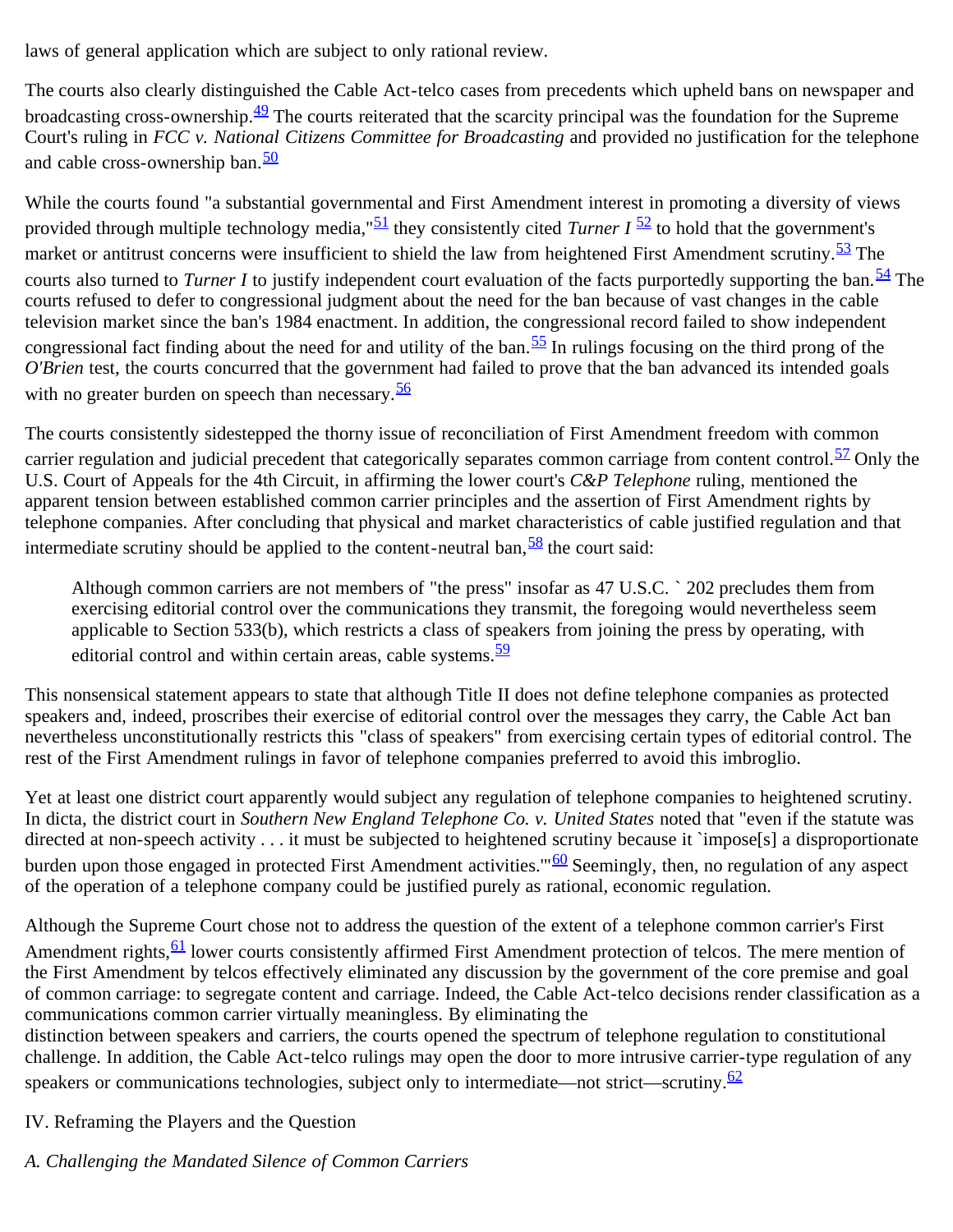laws of general application which are subject to only rational review.

The courts also clearly distinguished the Cable Act-telco cases from precedents which upheld bans on newspaper and broadcasting cross-ownership.[49] The courts reiterated that the scarcity principal was the foundation for the Supreme Court's ruling in *FCC v. National Citizens Committee for Broadcasting* and provided no justification for the telephone and cable cross-ownership ban.[50]

While the courts found "a substantial governmental and First Amendment interest in promoting a diversity of views provided through multiple technology media,"[51] they consistently cited *Turner I* [52] to hold that the government's market or antitrust concerns were insufficient to shield the law from heightened First Amendment scrutiny.[53] The courts also turned to *Turner I* to justify independent court evaluation of the facts purportedly supporting the ban.[54] The courts refused to defer to congressional judgment about the need for the ban because of vast changes in the cable television market since the ban's 1984 enactment. In addition, the congressional record failed to show independent congressional fact finding about the need for and utility of the ban.[55] In rulings focusing on the third prong of the *O'Brien* test, the courts concurred that the government had failed to prove that the ban advanced its intended goals with no greater burden on speech than necessary.[56]

The courts consistently sidestepped the thorny issue of reconciliation of First Amendment freedom with common carrier regulation and judicial precedent that categorically separates common carriage from content control.[57] Only the U.S. Court of Appeals for the 4th Circuit, in affirming the lower court's *C&P Telephone* ruling, mentioned the apparent tension between established common carrier principles and the assertion of First Amendment rights by telephone companies. After concluding that physical and market characteristics of cable justified regulation and that intermediate scrutiny should be applied to the content-neutral ban,[58] the court said:

> Although common carriers are not members of "the press" insofar as 47 U.S.C. ` 202 precludes them from exercising editorial control over the communications they transmit, the foregoing would nevertheless seem applicable to Section 533(b), which restricts a class of speakers from joining the press by operating, with editorial control and within certain areas, cable systems.[59]

This nonsensical statement appears to state that although Title II does not define telephone companies as protected speakers and, indeed, proscribes their exercise of editorial control over the messages they carry, the Cable Act ban nevertheless unconstitutionally restricts this "class of speakers" from exercising certain types of editorial control. The rest of the First Amendment rulings in favor of telephone companies preferred to avoid this imbroglio.

Yet at least one district court apparently would subject any regulation of telephone companies to heightened scrutiny. In dicta, the district court in *Southern New England Telephone Co. v. United States* noted that "even if the statute was directed at non-speech activity . . . it must be subjected to heightened scrutiny because it `impose[s] a disproportionate burden upon those engaged in protected First Amendment activities.'"[60] Seemingly, then, no regulation of any aspect of the operation of a telephone company could be justified purely as rational, economic regulation.

Although the Supreme Court chose not to address the question of the extent of a telephone common carrier's First Amendment rights,[61] lower courts consistently affirmed First Amendment protection of telcos. The mere mention of the First Amendment by telcos effectively eliminated any discussion by the government of the core premise and goal of common carriage: to segregate content and carriage. Indeed, the Cable Act-telco decisions render classification as a communications common carrier virtually meaningless. By eliminating the distinction between speakers and carriers, the courts opened the spectrum of telephone regulation to constitutional challenge. In addition, the Cable Act-telco rulings may open the door to more intrusive carrier-type regulation of any speakers or communications technologies, subject only to intermediate—not strict—scrutiny.[62]

## IV. Reframing the Players and the Question

### *A. Challenging the Mandated Silence of Common Carriers*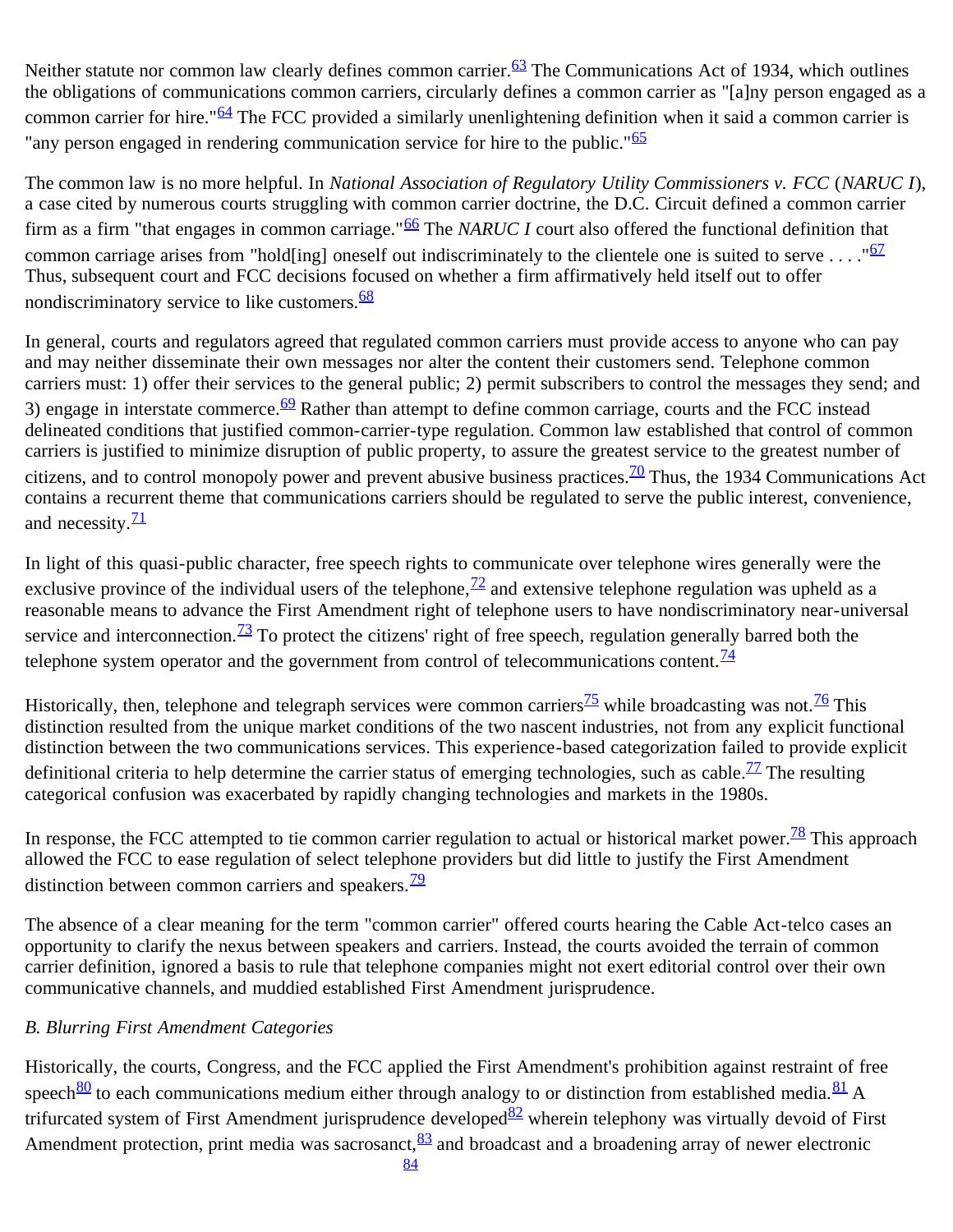Neither statute nor common law clearly defines common carrier.[63] The Communications Act of 1934, which outlines the obligations of communications common carriers, circularly defines a common carrier as "[a]ny person engaged as a common carrier for hire."[64] The FCC provided a similarly unenlightening definition when it said a common carrier is "any person engaged in rendering communication service for hire to the public."[65]

The common law is no more helpful. In *National Association of Regulatory Utility Commissioners v. FCC* (*NARUC I*), a case cited by numerous courts struggling with common carrier doctrine, the D.C. Circuit defined a common carrier firm as a firm "that engages in common carriage."[66] The *NARUC I* court also offered the functional definition that common carriage arises from "hold[ing] oneself out indiscriminately to the clientele one is suited to serve . . . ."[67] Thus, subsequent court and FCC decisions focused on whether a firm affirmatively held itself out to offer nondiscriminatory service to like customers.[68]

In general, courts and regulators agreed that regulated common carriers must provide access to anyone who can pay and may neither disseminate their own messages nor alter the content their customers send. Telephone common carriers must: 1) offer their services to the general public; 2) permit subscribers to control the messages they send; and 3) engage in interstate commerce.[69] Rather than attempt to define common carriage, courts and the FCC instead delineated conditions that justified common-carrier-type regulation. Common law established that control of common carriers is justified to minimize disruption of public property, to assure the greatest service to the greatest number of citizens, and to control monopoly power and prevent abusive business practices.[70] Thus, the 1934 Communications Act contains a recurrent theme that communications carriers should be regulated to serve the public interest, convenience, and necessity.[71]

In light of this quasi-public character, free speech rights to communicate over telephone wires generally were the exclusive province of the individual users of the telephone,[72] and extensive telephone regulation was upheld as a reasonable means to advance the First Amendment right of telephone users to have nondiscriminatory near-universal service and interconnection.[73] To protect the citizens' right of free speech, regulation generally barred both the telephone system operator and the government from control of telecommunications content.[74]

Historically, then, telephone and telegraph services were common carriers[75] while broadcasting was not.[76] This distinction resulted from the unique market conditions of the two nascent industries, not from any explicit functional distinction between the two communications services. This experience-based categorization failed to provide explicit definitional criteria to help determine the carrier status of emerging technologies, such as cable.[77] The resulting categorical confusion was exacerbated by rapidly changing technologies and markets in the 1980s.

In response, the FCC attempted to tie common carrier regulation to actual or historical market power.[78] This approach allowed the FCC to ease regulation of select telephone providers but did little to justify the First Amendment distinction between common carriers and speakers.[79]

The absence of a clear meaning for the term "common carrier" offered courts hearing the Cable Act-telco cases an opportunity to clarify the nexus between speakers and carriers. Instead, the courts avoided the terrain of common carrier definition, ignored a basis to rule that telephone companies might not exert editorial control over their own communicative channels, and muddied established First Amendment jurisprudence.

*B. Blurring First Amendment Categories*

Historically, the courts, Congress, and the FCC applied the First Amendment's prohibition against restraint of free speech[80] to each communications medium either through analogy to or distinction from established media.[81] A trifurcated system of First Amendment jurisprudence developed[82] wherein telephony was virtually devoid of First Amendment protection, print media was sacrosanct,[83] and broadcast and a broadening array of newer electronic [84]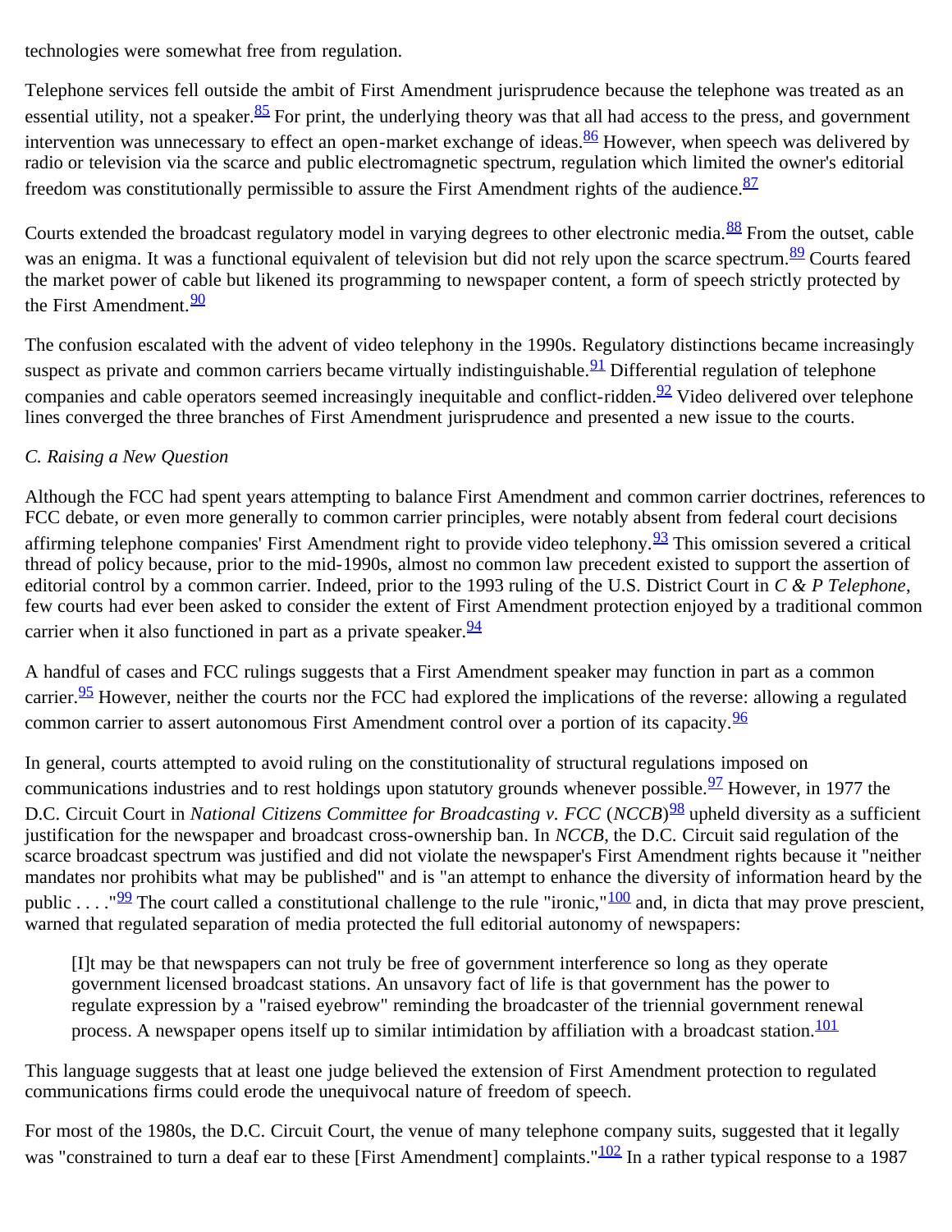technologies were somewhat free from regulation.

Telephone services fell outside the ambit of First Amendment jurisprudence because the telephone was treated as an essential utility, not a speaker.[85] For print, the underlying theory was that all had access to the press, and government intervention was unnecessary to effect an open-market exchange of ideas.[86] However, when speech was delivered by radio or television via the scarce and public electromagnetic spectrum, regulation which limited the owner's editorial freedom was constitutionally permissible to assure the First Amendment rights of the audience.[87]

Courts extended the broadcast regulatory model in varying degrees to other electronic media.[88] From the outset, cable was an enigma. It was a functional equivalent of television but did not rely upon the scarce spectrum.[89] Courts feared the market power of cable but likened its programming to newspaper content, a form of speech strictly protected by the First Amendment.[90]

The confusion escalated with the advent of video telephony in the 1990s. Regulatory distinctions became increasingly suspect as private and common carriers became virtually indistinguishable.[91] Differential regulation of telephone companies and cable operators seemed increasingly inequitable and conflict-ridden.[92] Video delivered over telephone lines converged the three branches of First Amendment jurisprudence and presented a new issue to the courts.

### *C. Raising a New Question*

Although the FCC had spent years attempting to balance First Amendment and common carrier doctrines, references to FCC debate, or even more generally to common carrier principles, were notably absent from federal court decisions affirming telephone companies' First Amendment right to provide video telephony.[93] This omission severed a critical thread of policy because, prior to the mid-1990s, almost no common law precedent existed to support the assertion of editorial control by a common carrier. Indeed, prior to the 1993 ruling of the U.S. District Court in *C & P Telephone*, few courts had ever been asked to consider the extent of First Amendment protection enjoyed by a traditional common carrier when it also functioned in part as a private speaker.[94]

A handful of cases and FCC rulings suggests that a First Amendment speaker may function in part as a common carrier.[95] However, neither the courts nor the FCC had explored the implications of the reverse: allowing a regulated common carrier to assert autonomous First Amendment control over a portion of its capacity.[96]

In general, courts attempted to avoid ruling on the constitutionality of structural regulations imposed on communications industries and to rest holdings upon statutory grounds whenever possible.[97] However, in 1977 the D.C. Circuit Court in *National Citizens Committee for Broadcasting v. FCC* (*NCCB*)[98] upheld diversity as a sufficient justification for the newspaper and broadcast cross-ownership ban. In *NCCB*, the D.C. Circuit said regulation of the scarce broadcast spectrum was justified and did not violate the newspaper's First Amendment rights because it "neither mandates nor prohibits what may be published" and is "an attempt to enhance the diversity of information heard by the public . . . ."[99] The court called a constitutional challenge to the rule "ironic,"[100] and, in dicta that may prove prescient, warned that regulated separation of media protected the full editorial autonomy of newspapers:

> [I]t may be that newspapers can not truly be free of government interference so long as they operate government licensed broadcast stations. An unsavory fact of life is that government has the power to regulate expression by a "raised eyebrow" reminding the broadcaster of the triennial government renewal process. A newspaper opens itself up to similar intimidation by affiliation with a broadcast station.[101]

This language suggests that at least one judge believed the extension of First Amendment protection to regulated communications firms could erode the unequivocal nature of freedom of speech.

For most of the 1980s, the D.C. Circuit Court, the venue of many telephone company suits, suggested that it legally was "constrained to turn a deaf ear to these [First Amendment] complaints."[102] In a rather typical response to a 1987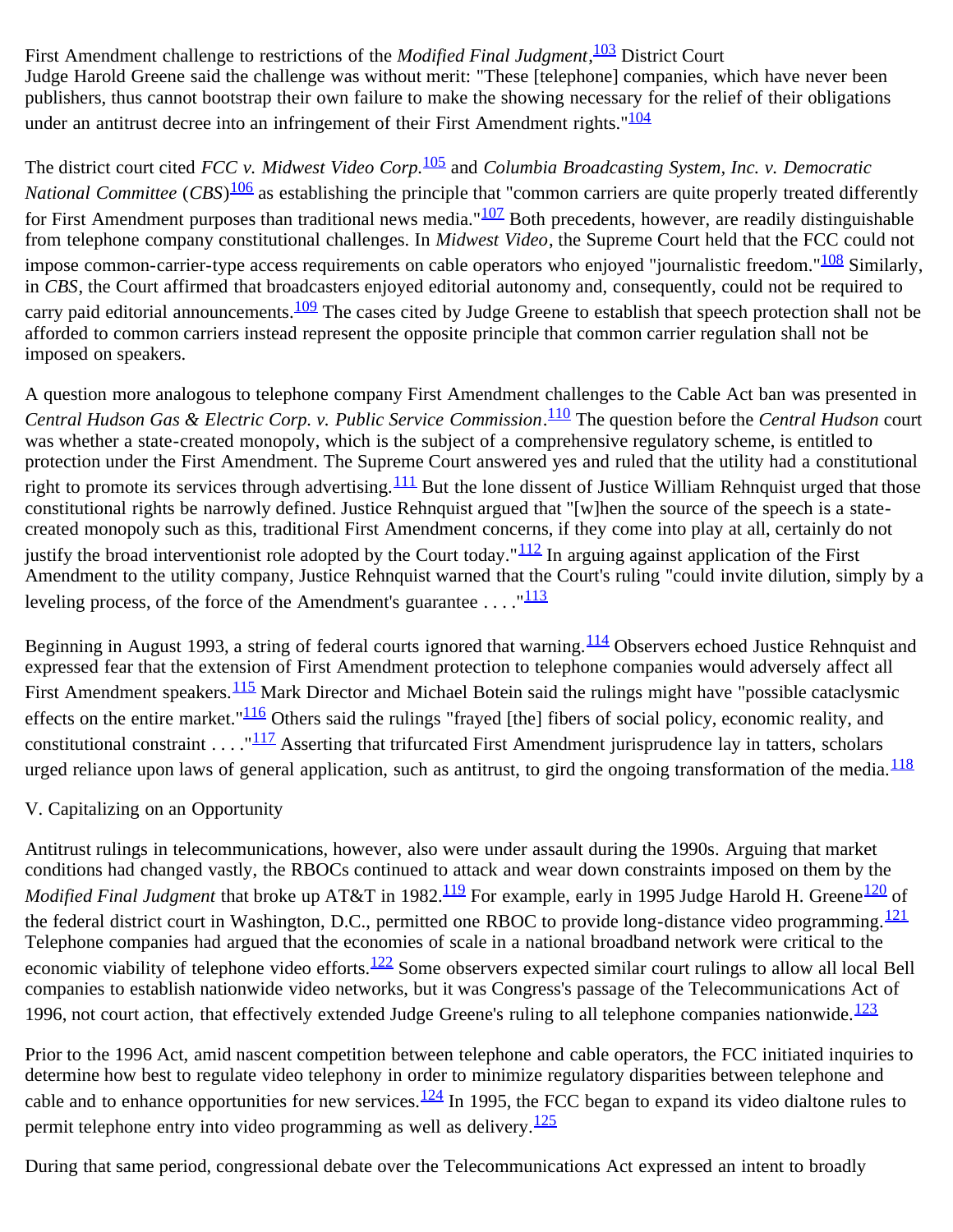First Amendment challenge to restrictions of the *Modified Final Judgment*,[103] District Court Judge Harold Greene said the challenge was without merit: "These [telephone] companies, which have never been publishers, thus cannot bootstrap their own failure to make the showing necessary for the relief of their obligations under an antitrust decree into an infringement of their First Amendment rights."[104]

The district court cited *FCC v. Midwest Video Corp.*[105] and *Columbia Broadcasting System, Inc. v. Democratic National Committee* (*CBS*)[106] as establishing the principle that "common carriers are quite properly treated differently for First Amendment purposes than traditional news media."[107] Both precedents, however, are readily distinguishable from telephone company constitutional challenges. In *Midwest Video*, the Supreme Court held that the FCC could not impose common-carrier-type access requirements on cable operators who enjoyed "journalistic freedom."[108] Similarly, in *CBS*, the Court affirmed that broadcasters enjoyed editorial autonomy and, consequently, could not be required to carry paid editorial announcements.[109] The cases cited by Judge Greene to establish that speech protection shall not be afforded to common carriers instead represent the opposite principle that common carrier regulation shall not be imposed on speakers.

A question more analogous to telephone company First Amendment challenges to the Cable Act ban was presented in *Central Hudson Gas & Electric Corp. v. Public Service Commission*.[110] The question before the *Central Hudson* court was whether a state-created monopoly, which is the subject of a comprehensive regulatory scheme, is entitled to protection under the First Amendment. The Supreme Court answered yes and ruled that the utility had a constitutional right to promote its services through advertising.[111] But the lone dissent of Justice William Rehnquist urged that those constitutional rights be narrowly defined. Justice Rehnquist argued that "[w]hen the source of the speech is a state-created monopoly such as this, traditional First Amendment concerns, if they come into play at all, certainly do not justify the broad interventionist role adopted by the Court today."[112] In arguing against application of the First Amendment to the utility company, Justice Rehnquist warned that the Court's ruling "could invite dilution, simply by a leveling process, of the force of the Amendment's guarantee . . . ."[113]

Beginning in August 1993, a string of federal courts ignored that warning.[114] Observers echoed Justice Rehnquist and expressed fear that the extension of First Amendment protection to telephone companies would adversely affect all First Amendment speakers.[115] Mark Director and Michael Botein said the rulings might have "possible cataclysmic effects on the entire market."[116] Others said the rulings "frayed [the] fibers of social policy, economic reality, and constitutional constraint . . . ."[117] Asserting that trifurcated First Amendment jurisprudence lay in tatters, scholars urged reliance upon laws of general application, such as antitrust, to gird the ongoing transformation of the media.[118]

## V. Capitalizing on an Opportunity

Antitrust rulings in telecommunications, however, also were under assault during the 1990s. Arguing that market conditions had changed vastly, the RBOCs continued to attack and wear down constraints imposed on them by the *Modified Final Judgment* that broke up AT&T in 1982.[119] For example, early in 1995 Judge Harold H. Greene[120] of the federal district court in Washington, D.C., permitted one RBOC to provide long-distance video programming.[121] Telephone companies had argued that the economies of scale in a national broadband network were critical to the economic viability of telephone video efforts.[122] Some observers expected similar court rulings to allow all local Bell companies to establish nationwide video networks, but it was Congress's passage of the Telecommunications Act of 1996, not court action, that effectively extended Judge Greene's ruling to all telephone companies nationwide.[123]

Prior to the 1996 Act, amid nascent competition between telephone and cable operators, the FCC initiated inquiries to determine how best to regulate video telephony in order to minimize regulatory disparities between telephone and cable and to enhance opportunities for new services.[124] In 1995, the FCC began to expand its video dialtone rules to permit telephone entry into video programming as well as delivery.[125]

During that same period, congressional debate over the Telecommunications Act expressed an intent to broadly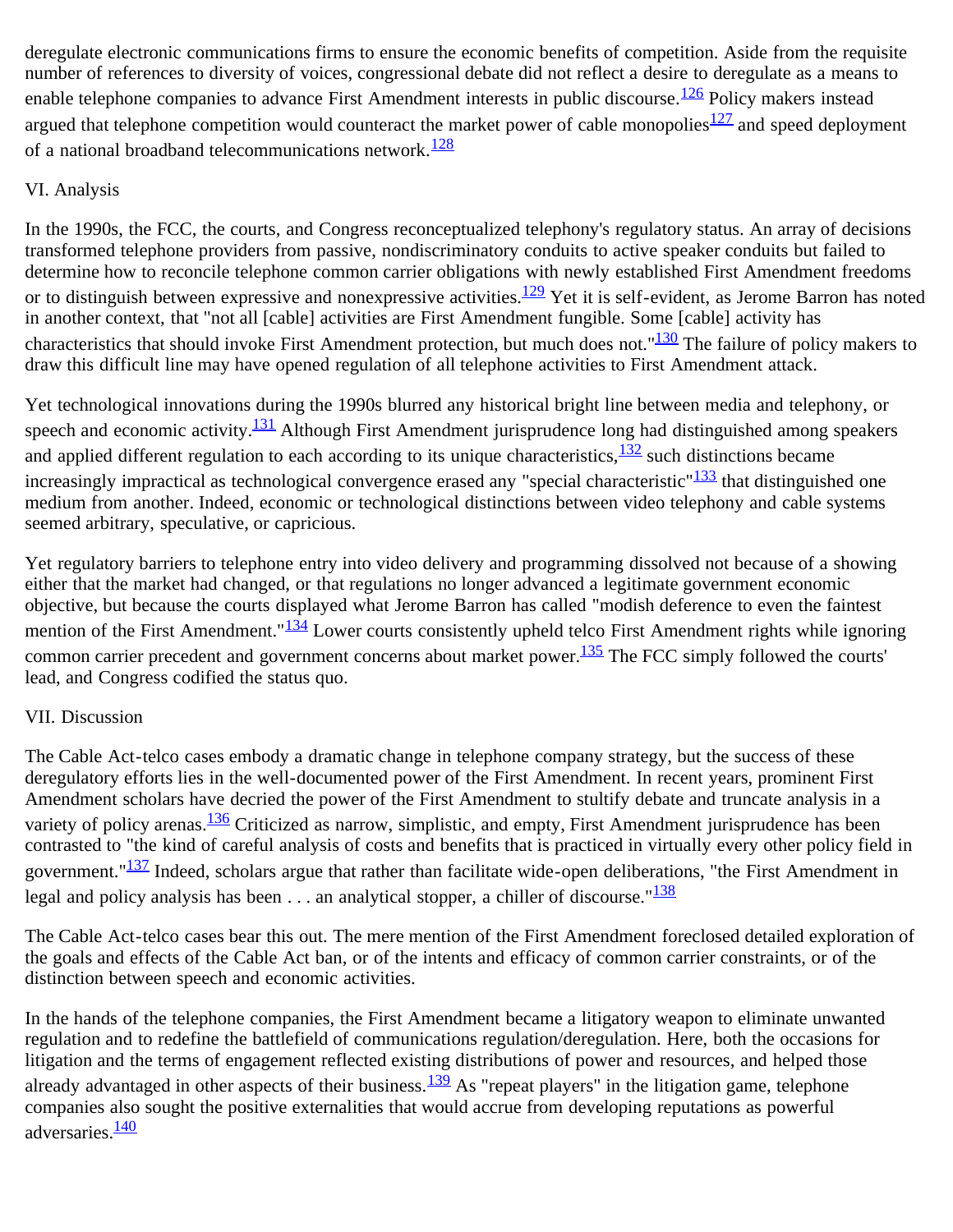deregulate electronic communications firms to ensure the economic benefits of competition. Aside from the requisite number of references to diversity of voices, congressional debate did not reflect a desire to deregulate as a means to enable telephone companies to advance First Amendment interests in public discourse.[126] Policy makers instead argued that telephone competition would counteract the market power of cable monopolies[127] and speed deployment of a national broadband telecommunications network.[128]

## VI. Analysis

In the 1990s, the FCC, the courts, and Congress reconceptualized telephony's regulatory status. An array of decisions transformed telephone providers from passive, nondiscriminatory conduits to active speaker conduits but failed to determine how to reconcile telephone common carrier obligations with newly established First Amendment freedoms or to distinguish between expressive and nonexpressive activities.[129] Yet it is self-evident, as Jerome Barron has noted in another context, that "not all [cable] activities are First Amendment fungible. Some [cable] activity has characteristics that should invoke First Amendment protection, but much does not."[130] The failure of policy makers to draw this difficult line may have opened regulation of all telephone activities to First Amendment attack.

Yet technological innovations during the 1990s blurred any historical bright line between media and telephony, or speech and economic activity.[131] Although First Amendment jurisprudence long had distinguished among speakers and applied different regulation to each according to its unique characteristics,[132] such distinctions became increasingly impractical as technological convergence erased any "special characteristic"[133] that distinguished one medium from another. Indeed, economic or technological distinctions between video telephony and cable systems seemed arbitrary, speculative, or capricious.

Yet regulatory barriers to telephone entry into video delivery and programming dissolved not because of a showing either that the market had changed, or that regulations no longer advanced a legitimate government economic objective, but because the courts displayed what Jerome Barron has called "modish deference to even the faintest mention of the First Amendment."[134] Lower courts consistently upheld telco First Amendment rights while ignoring common carrier precedent and government concerns about market power.[135] The FCC simply followed the courts' lead, and Congress codified the status quo.

## VII. Discussion

The Cable Act-telco cases embody a dramatic change in telephone company strategy, but the success of these deregulatory efforts lies in the well-documented power of the First Amendment. In recent years, prominent First Amendment scholars have decried the power of the First Amendment to stultify debate and truncate analysis in a variety of policy arenas.[136] Criticized as narrow, simplistic, and empty, First Amendment jurisprudence has been contrasted to "the kind of careful analysis of costs and benefits that is practiced in virtually every other policy field in government."[137] Indeed, scholars argue that rather than facilitate wide-open deliberations, "the First Amendment in legal and policy analysis has been . . . an analytical stopper, a chiller of discourse."[138]

The Cable Act-telco cases bear this out. The mere mention of the First Amendment foreclosed detailed exploration of the goals and effects of the Cable Act ban, or of the intents and efficacy of common carrier constraints, or of the distinction between speech and economic activities.

In the hands of the telephone companies, the First Amendment became a litigatory weapon to eliminate unwanted regulation and to redefine the battlefield of communications regulation/deregulation. Here, both the occasions for litigation and the terms of engagement reflected existing distributions of power and resources, and helped those already advantaged in other aspects of their business.[139] As "repeat players" in the litigation game, telephone companies also sought the positive externalities that would accrue from developing reputations as powerful adversaries.[140]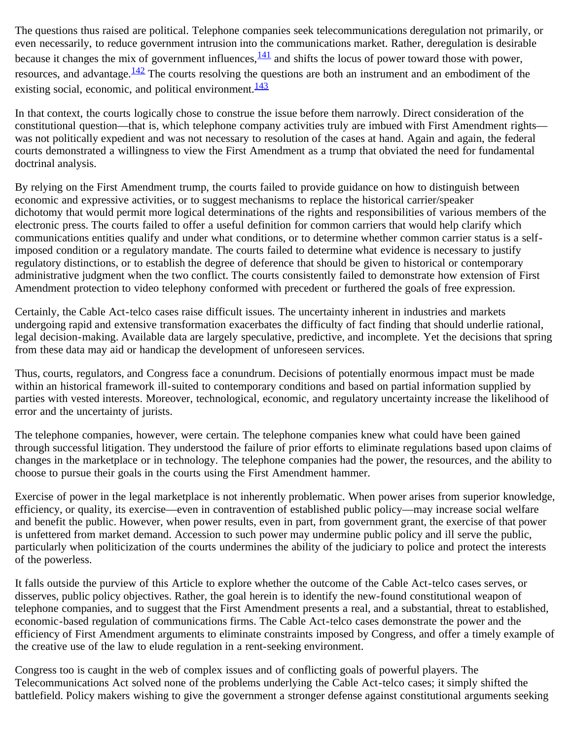The questions thus raised are political. Telephone companies seek telecommunications deregulation not primarily, or even necessarily, to reduce government intrusion into the communications market. Rather, deregulation is desirable because it changes the mix of government influences,[141] and shifts the locus of power toward those with power, resources, and advantage.[142] The courts resolving the questions are both an instrument and an embodiment of the existing social, economic, and political environment.[143]

In that context, the courts logically chose to construe the issue before them narrowly. Direct consideration of the constitutional question—that is, which telephone company activities truly are imbued with First Amendment rights—was not politically expedient and was not necessary to resolution of the cases at hand. Again and again, the federal courts demonstrated a willingness to view the First Amendment as a trump that obviated the need for fundamental doctrinal analysis.

By relying on the First Amendment trump, the courts failed to provide guidance on how to distinguish between economic and expressive activities, or to suggest mechanisms to replace the historical carrier/speaker dichotomy that would permit more logical determinations of the rights and responsibilities of various members of the electronic press. The courts failed to offer a useful definition for common carriers that would help clarify which communications entities qualify and under what conditions, or to determine whether common carrier status is a self-imposed condition or a regulatory mandate. The courts failed to determine what evidence is necessary to justify regulatory distinctions, or to establish the degree of deference that should be given to historical or contemporary administrative judgment when the two conflict. The courts consistently failed to demonstrate how extension of First Amendment protection to video telephony conformed with precedent or furthered the goals of free expression.

Certainly, the Cable Act-telco cases raise difficult issues. The uncertainty inherent in industries and markets undergoing rapid and extensive transformation exacerbates the difficulty of fact finding that should underlie rational, legal decision-making. Available data are largely speculative, predictive, and incomplete. Yet the decisions that spring from these data may aid or handicap the development of unforeseen services.

Thus, courts, regulators, and Congress face a conundrum. Decisions of potentially enormous impact must be made within an historical framework ill-suited to contemporary conditions and based on partial information supplied by parties with vested interests. Moreover, technological, economic, and regulatory uncertainty increase the likelihood of error and the uncertainty of jurists.

The telephone companies, however, were certain. The telephone companies knew what could have been gained through successful litigation. They understood the failure of prior efforts to eliminate regulations based upon claims of changes in the marketplace or in technology. The telephone companies had the power, the resources, and the ability to choose to pursue their goals in the courts using the First Amendment hammer.

Exercise of power in the legal marketplace is not inherently problematic. When power arises from superior knowledge, efficiency, or quality, its exercise—even in contravention of established public policy—may increase social welfare and benefit the public. However, when power results, even in part, from government grant, the exercise of that power is unfettered from market demand. Accession to such power may undermine public policy and ill serve the public, particularly when politicization of the courts undermines the ability of the judiciary to police and protect the interests of the powerless.

It falls outside the purview of this Article to explore whether the outcome of the Cable Act-telco cases serves, or disserves, public policy objectives. Rather, the goal herein is to identify the new-found constitutional weapon of telephone companies, and to suggest that the First Amendment presents a real, and a substantial, threat to established, economic-based regulation of communications firms. The Cable Act-telco cases demonstrate the power and the efficiency of First Amendment arguments to eliminate constraints imposed by Congress, and offer a timely example of the creative use of the law to elude regulation in a rent-seeking environment.

Congress too is caught in the web of complex issues and of conflicting goals of powerful players. The Telecommunications Act solved none of the problems underlying the Cable Act-telco cases; it simply shifted the battlefield. Policy makers wishing to give the government a stronger defense against constitutional arguments seeking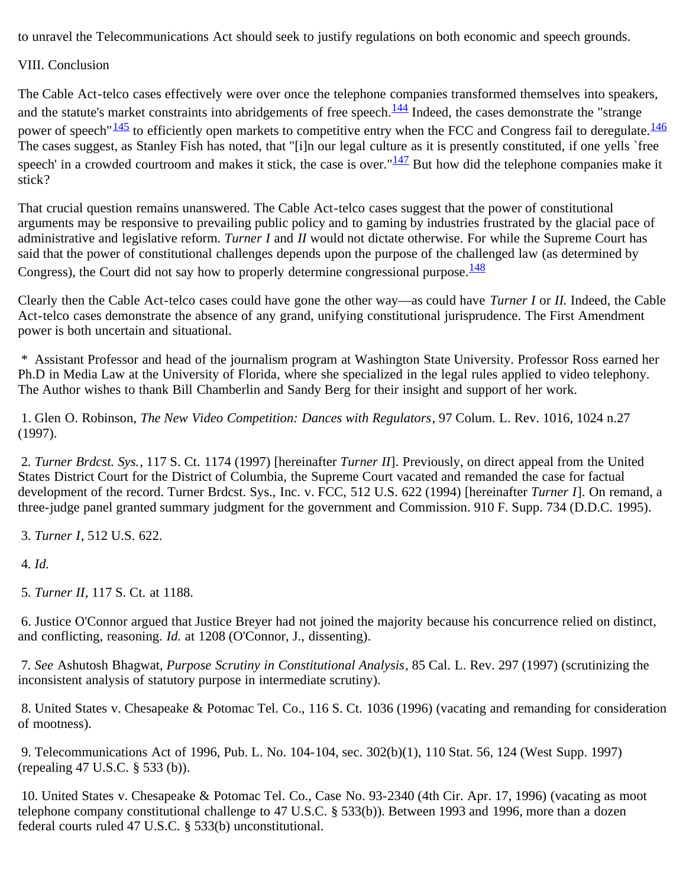to unravel the Telecommunications Act should seek to justify regulations on both economic and speech grounds.

## VIII. Conclusion

The Cable Act-telco cases effectively were over once the telephone companies transformed themselves into speakers, and the statute's market constraints into abridgements of free speech.[144] Indeed, the cases demonstrate the "strange power of speech"[145] to efficiently open markets to competitive entry when the FCC and Congress fail to deregulate.[146] The cases suggest, as Stanley Fish has noted, that "[i]n our legal culture as it is presently constituted, if one yells `free speech' in a crowded courtroom and makes it stick, the case is over."[147] But how did the telephone companies make it stick?

That crucial question remains unanswered. The Cable Act-telco cases suggest that the power of constitutional arguments may be responsive to prevailing public policy and to gaming by industries frustrated by the glacial pace of administrative and legislative reform. *Turner I* and *II* would not dictate otherwise. For while the Supreme Court has said that the power of constitutional challenges depends upon the purpose of the challenged law (as determined by Congress), the Court did not say how to properly determine congressional purpose.[148]

Clearly then the Cable Act-telco cases could have gone the other way—as could have *Turner I* or *II.* Indeed, the Cable Act-telco cases demonstrate the absence of any grand, unifying constitutional jurisprudence. The First Amendment power is both uncertain and situational.

\* Assistant Professor and head of the journalism program at Washington State University. Professor Ross earned her Ph.D in Media Law at the University of Florida, where she specialized in the legal rules applied to video telephony. The Author wishes to thank Bill Chamberlin and Sandy Berg for their insight and support of her work.

1. Glen O. Robinson, *The New Video Competition: Dances with Regulators*, 97 Colum. L. Rev. 1016, 1024 n.27 (1997).

2. *Turner Brdcst. Sys.*, 117 S. Ct. 1174 (1997) [hereinafter *Turner II*]. Previously, on direct appeal from the United States District Court for the District of Columbia, the Supreme Court vacated and remanded the case for factual development of the record. Turner Brdcst. Sys., Inc. v. FCC, 512 U.S. 622 (1994) [hereinafter *Turner I*]. On remand, a three-judge panel granted summary judgment for the government and Commission. 910 F. Supp. 734 (D.D.C. 1995).

3. *Turner I*, 512 U.S. 622.

4. *Id.*

5. *Turner II*, 117 S. Ct. at 1188.

6. Justice O'Connor argued that Justice Breyer had not joined the majority because his concurrence relied on distinct, and conflicting, reasoning. *Id.* at 1208 (O'Connor, J., dissenting).

7. *See* Ashutosh Bhagwat, *Purpose Scrutiny in Constitutional Analysis*, 85 Cal. L. Rev. 297 (1997) (scrutinizing the inconsistent analysis of statutory purpose in intermediate scrutiny).

8. United States v. Chesapeake & Potomac Tel. Co., 116 S. Ct. 1036 (1996) (vacating and remanding for consideration of mootness).

9. Telecommunications Act of 1996, Pub. L. No. 104-104, sec. 302(b)(1), 110 Stat. 56, 124 (West Supp. 1997) (repealing 47 U.S.C. § 533 (b)).

10. United States v. Chesapeake & Potomac Tel. Co., Case No. 93-2340 (4th Cir. Apr. 17, 1996) (vacating as moot telephone company constitutional challenge to 47 U.S.C. § 533(b)). Between 1993 and 1996, more than a dozen federal courts ruled 47 U.S.C. § 533(b) unconstitutional.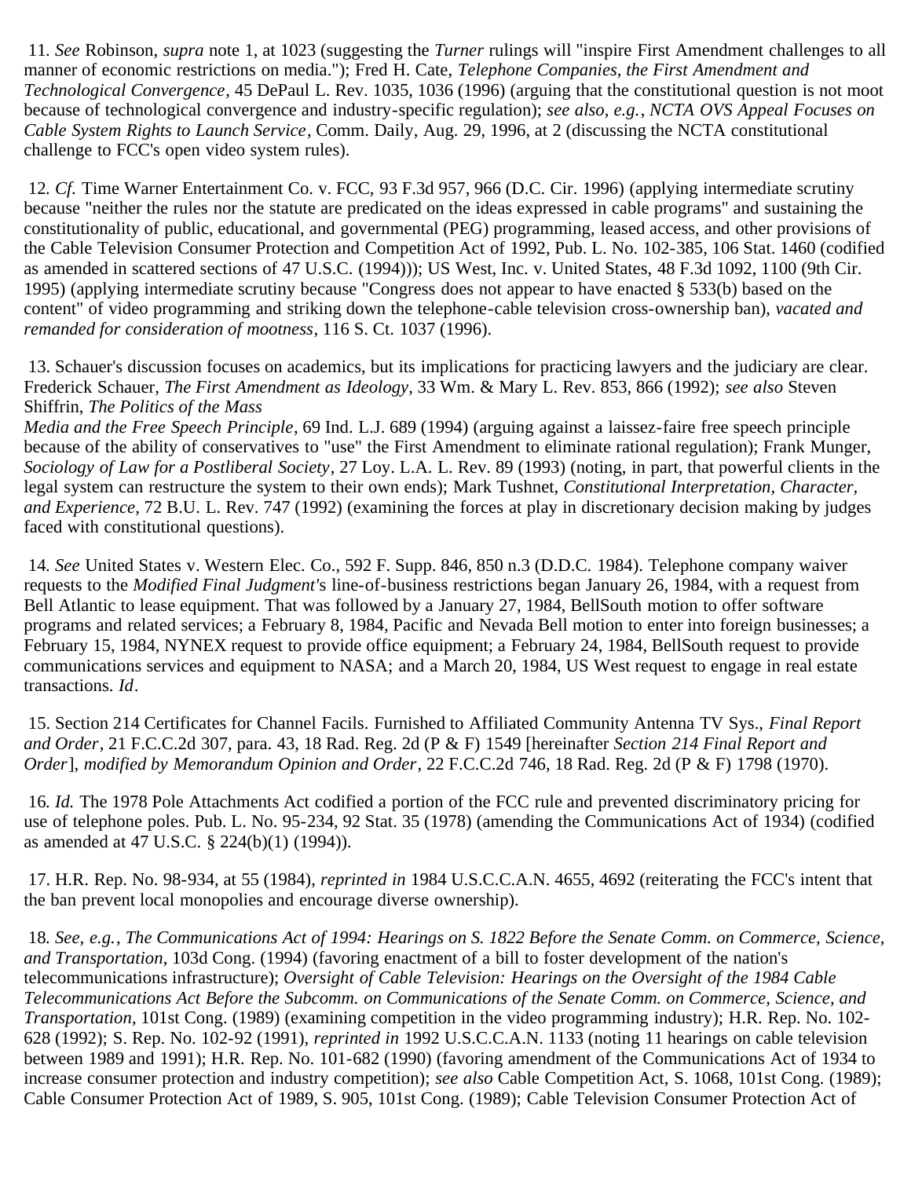11. *See* Robinson, *supra* note 1, at 1023 (suggesting the *Turner* rulings will "inspire First Amendment challenges to all manner of economic restrictions on media."); Fred H. Cate, *Telephone Companies, the First Amendment and Technological Convergence*, 45 DePaul L. Rev. 1035, 1036 (1996) (arguing that the constitutional question is not moot because of technological convergence and industry-specific regulation); *see also, e.g.*, *NCTA OVS Appeal Focuses on Cable System Rights to Launch Service*, Comm. Daily, Aug. 29, 1996, at 2 (discussing the NCTA constitutional challenge to FCC's open video system rules).

12. *Cf.* Time Warner Entertainment Co. v. FCC, 93 F.3d 957, 966 (D.C. Cir. 1996) (applying intermediate scrutiny because "neither the rules nor the statute are predicated on the ideas expressed in cable programs" and sustaining the constitutionality of public, educational, and governmental (PEG) programming, leased access, and other provisions of the Cable Television Consumer Protection and Competition Act of 1992, Pub. L. No. 102-385, 106 Stat. 1460 (codified as amended in scattered sections of 47 U.S.C. (1994))); US West, Inc. v. United States, 48 F.3d 1092, 1100 (9th Cir. 1995) (applying intermediate scrutiny because "Congress does not appear to have enacted § 533(b) based on the content" of video programming and striking down the telephone-cable television cross-ownership ban), *vacated and remanded for consideration of mootness*, 116 S. Ct. 1037 (1996).

13. Schauer's discussion focuses on academics, but its implications for practicing lawyers and the judiciary are clear. Frederick Schauer, *The First Amendment as Ideology*, 33 Wm. & Mary L. Rev. 853, 866 (1992); *see also* Steven Shiffrin, *The Politics of the Mass Media and the Free Speech Principle*, 69 Ind. L.J. 689 (1994) (arguing against a laissez-faire free speech principle because of the ability of conservatives to "use" the First Amendment to eliminate rational regulation); Frank Munger, *Sociology of Law for a Postliberal Society*, 27 Loy. L.A. L. Rev. 89 (1993) (noting, in part, that powerful clients in the legal system can restructure the system to their own ends); Mark Tushnet, *Constitutional Interpretation, Character, and Experience*, 72 B.U. L. Rev. 747 (1992) (examining the forces at play in discretionary decision making by judges faced with constitutional questions).

14. *See* United States v. Western Elec. Co., 592 F. Supp. 846, 850 n.3 (D.D.C. 1984). Telephone company waiver requests to the *Modified Final Judgment'*s line-of-business restrictions began January 26, 1984, with a request from Bell Atlantic to lease equipment. That was followed by a January 27, 1984, BellSouth motion to offer software programs and related services; a February 8, 1984, Pacific and Nevada Bell motion to enter into foreign businesses; a February 15, 1984, NYNEX request to provide office equipment; a February 24, 1984, BellSouth request to provide communications services and equipment to NASA; and a March 20, 1984, US West request to engage in real estate transactions. *Id*.

15. Section 214 Certificates for Channel Facils. Furnished to Affiliated Community Antenna TV Sys., *Final Report and Order*, 21 F.C.C.2d 307, para. 43, 18 Rad. Reg. 2d (P & F) 1549 [hereinafter *Section 214 Final Report and Order*], *modified by Memorandum Opinion and Order*, 22 F.C.C.2d 746, 18 Rad. Reg. 2d (P & F) 1798 (1970).

16. *Id.* The 1978 Pole Attachments Act codified a portion of the FCC rule and prevented discriminatory pricing for use of telephone poles. Pub. L. No. 95-234, 92 Stat. 35 (1978) (amending the Communications Act of 1934) (codified as amended at 47 U.S.C. § 224(b)(1) (1994)).

17. H.R. Rep. No. 98-934, at 55 (1984), *reprinted in* 1984 U.S.C.C.A.N. 4655, 4692 (reiterating the FCC's intent that the ban prevent local monopolies and encourage diverse ownership).

18. *See, e.g.*, *The Communications Act of 1994: Hearings on S. 1822 Before the Senate Comm. on Commerce, Science, and Transportation*, 103d Cong. (1994) (favoring enactment of a bill to foster development of the nation's telecommunications infrastructure); *Oversight of Cable Television: Hearings on the Oversight of the 1984 Cable Telecommunications Act Before the Subcomm. on Communications of the Senate Comm. on Commerce, Science, and Transportation*, 101st Cong. (1989) (examining competition in the video programming industry); H.R. Rep. No. 102-628 (1992); S. Rep. No. 102-92 (1991), *reprinted in* 1992 U.S.C.C.A.N. 1133 (noting 11 hearings on cable television between 1989 and 1991); H.R. Rep. No. 101-682 (1990) (favoring amendment of the Communications Act of 1934 to increase consumer protection and industry competition); *see also* Cable Competition Act, S. 1068, 101st Cong. (1989); Cable Consumer Protection Act of 1989, S. 905, 101st Cong. (1989); Cable Television Consumer Protection Act of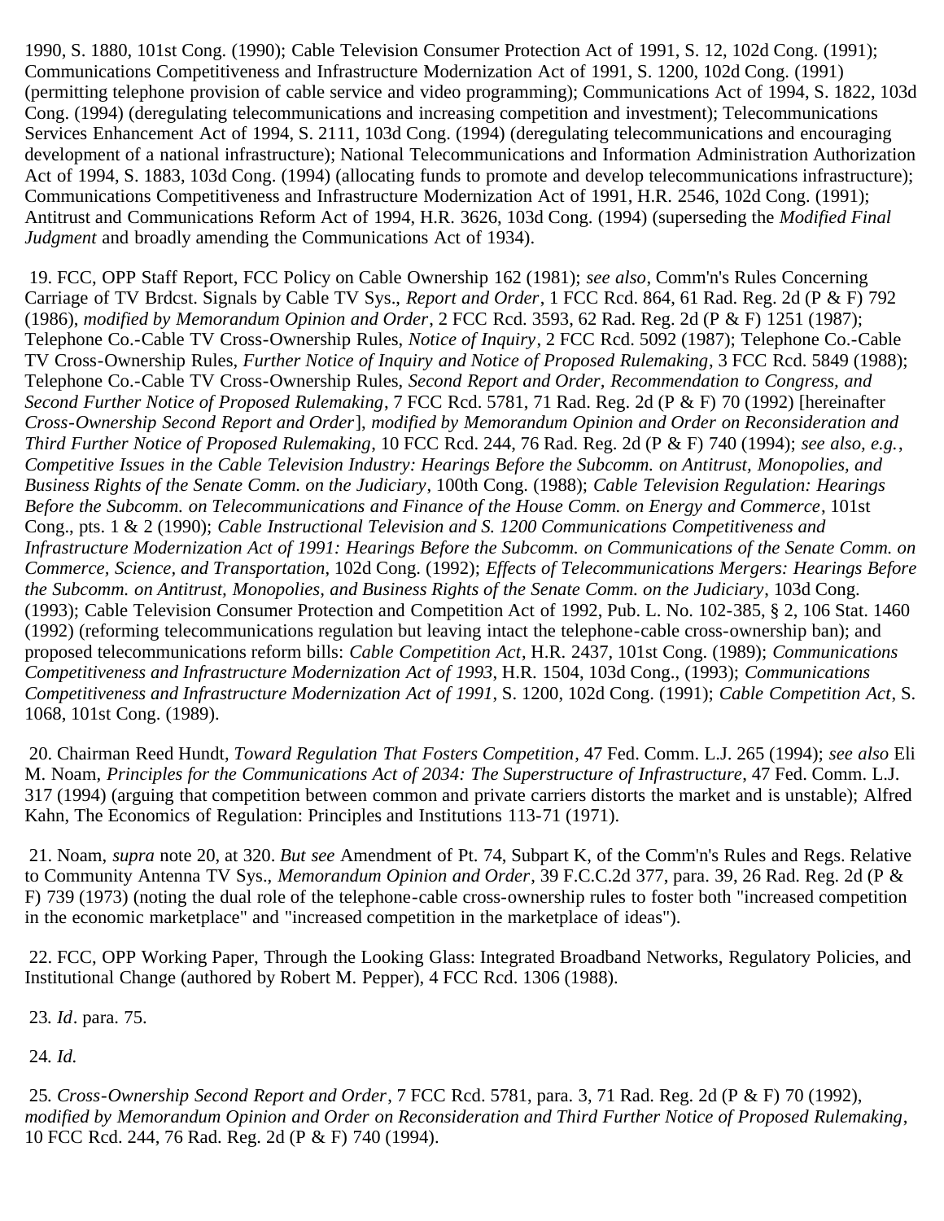1990, S. 1880, 101st Cong. (1990); Cable Television Consumer Protection Act of 1991, S. 12, 102d Cong. (1991); Communications Competitiveness and Infrastructure Modernization Act of 1991, S. 1200, 102d Cong. (1991) (permitting telephone provision of cable service and video programming); Communications Act of 1994, S. 1822, 103d Cong. (1994) (deregulating telecommunications and increasing competition and investment); Telecommunications Services Enhancement Act of 1994, S. 2111, 103d Cong. (1994) (deregulating telecommunications and encouraging development of a national infrastructure); National Telecommunications and Information Administration Authorization Act of 1994, S. 1883, 103d Cong. (1994) (allocating funds to promote and develop telecommunications infrastructure); Communications Competitiveness and Infrastructure Modernization Act of 1991, H.R. 2546, 102d Cong. (1991); Antitrust and Communications Reform Act of 1994, H.R. 3626, 103d Cong. (1994) (superseding the *Modified Final Judgment* and broadly amending the Communications Act of 1934).

19. FCC, OPP Staff Report, FCC Policy on Cable Ownership 162 (1981); *see also*, Comm'n's Rules Concerning Carriage of TV Brdcst. Signals by Cable TV Sys., *Report and Order*, 1 FCC Rcd. 864, 61 Rad. Reg. 2d (P & F) 792 (1986), *modified by Memorandum Opinion and Order*, 2 FCC Rcd. 3593, 62 Rad. Reg. 2d (P & F) 1251 (1987); Telephone Co.-Cable TV Cross-Ownership Rules, *Notice of Inquiry*, 2 FCC Rcd. 5092 (1987); Telephone Co.-Cable TV Cross-Ownership Rules, *Further Notice of Inquiry and Notice of Proposed Rulemaking*, 3 FCC Rcd. 5849 (1988); Telephone Co.-Cable TV Cross-Ownership Rules, *Second Report and Order, Recommendation to Congress, and Second Further Notice of Proposed Rulemaking*, 7 FCC Rcd. 5781, 71 Rad. Reg. 2d (P & F) 70 (1992) [hereinafter *Cross-Ownership Second Report and Order*], *modified by Memorandum Opinion and Order on Reconsideration and Third Further Notice of Proposed Rulemaking*, 10 FCC Rcd. 244, 76 Rad. Reg. 2d (P & F) 740 (1994); *see also, e.g., Competitive Issues in the Cable Television Industry: Hearings Before the Subcomm. on Antitrust, Monopolies, and Business Rights of the Senate Comm. on the Judiciary*, 100th Cong. (1988); *Cable Television Regulation: Hearings Before the Subcomm. on Telecommunications and Finance of the House Comm. on Energy and Commerce*, 101st Cong., pts. 1 & 2 (1990); *Cable Instructional Television and S. 1200 Communications Competitiveness and Infrastructure Modernization Act of 1991: Hearings Before the Subcomm. on Communications of the Senate Comm. on Commerce, Science, and Transportation*, 102d Cong. (1992); *Effects of Telecommunications Mergers: Hearings Before the Subcomm. on Antitrust, Monopolies, and Business Rights of the Senate Comm. on the Judiciary*, 103d Cong. (1993); Cable Television Consumer Protection and Competition Act of 1992, Pub. L. No. 102-385, § 2, 106 Stat. 1460 (1992) (reforming telecommunications regulation but leaving intact the telephone-cable cross-ownership ban); and proposed telecommunications reform bills: *Cable Competition Act*, H.R. 2437, 101st Cong. (1989); *Communications Competitiveness and Infrastructure Modernization Act of 1993*, H.R. 1504, 103d Cong., (1993); *Communications Competitiveness and Infrastructure Modernization Act of 1991*, S. 1200, 102d Cong. (1991); *Cable Competition Act*, S. 1068, 101st Cong. (1989).

20. Chairman Reed Hundt, *Toward Regulation That Fosters Competition*, 47 Fed. Comm. L.J. 265 (1994); *see also* Eli M. Noam, *Principles for the Communications Act of 2034: The Superstructure of Infrastructure*, 47 Fed. Comm. L.J. 317 (1994) (arguing that competition between common and private carriers distorts the market and is unstable); Alfred Kahn, The Economics of Regulation: Principles and Institutions 113-71 (1971).

21. Noam, *supra* note 20, at 320. *But see* Amendment of Pt. 74, Subpart K, of the Comm'n's Rules and Regs. Relative to Community Antenna TV Sys., *Memorandum Opinion and Order*, 39 F.C.C.2d 377, para. 39, 26 Rad. Reg. 2d (P & F) 739 (1973) (noting the dual role of the telephone-cable cross-ownership rules to foster both "increased competition in the economic marketplace" and "increased competition in the marketplace of ideas").

22. FCC, OPP Working Paper, Through the Looking Glass: Integrated Broadband Networks, Regulatory Policies, and Institutional Change (authored by Robert M. Pepper), 4 FCC Rcd. 1306 (1988).

23. *Id*. para. 75.

24. *Id.*

25. *Cross-Ownership Second Report and Order*, 7 FCC Rcd. 5781, para. 3, 71 Rad. Reg. 2d (P & F) 70 (1992), *modified by Memorandum Opinion and Order on Reconsideration and Third Further Notice of Proposed Rulemaking*, 10 FCC Rcd. 244, 76 Rad. Reg. 2d (P & F) 740 (1994).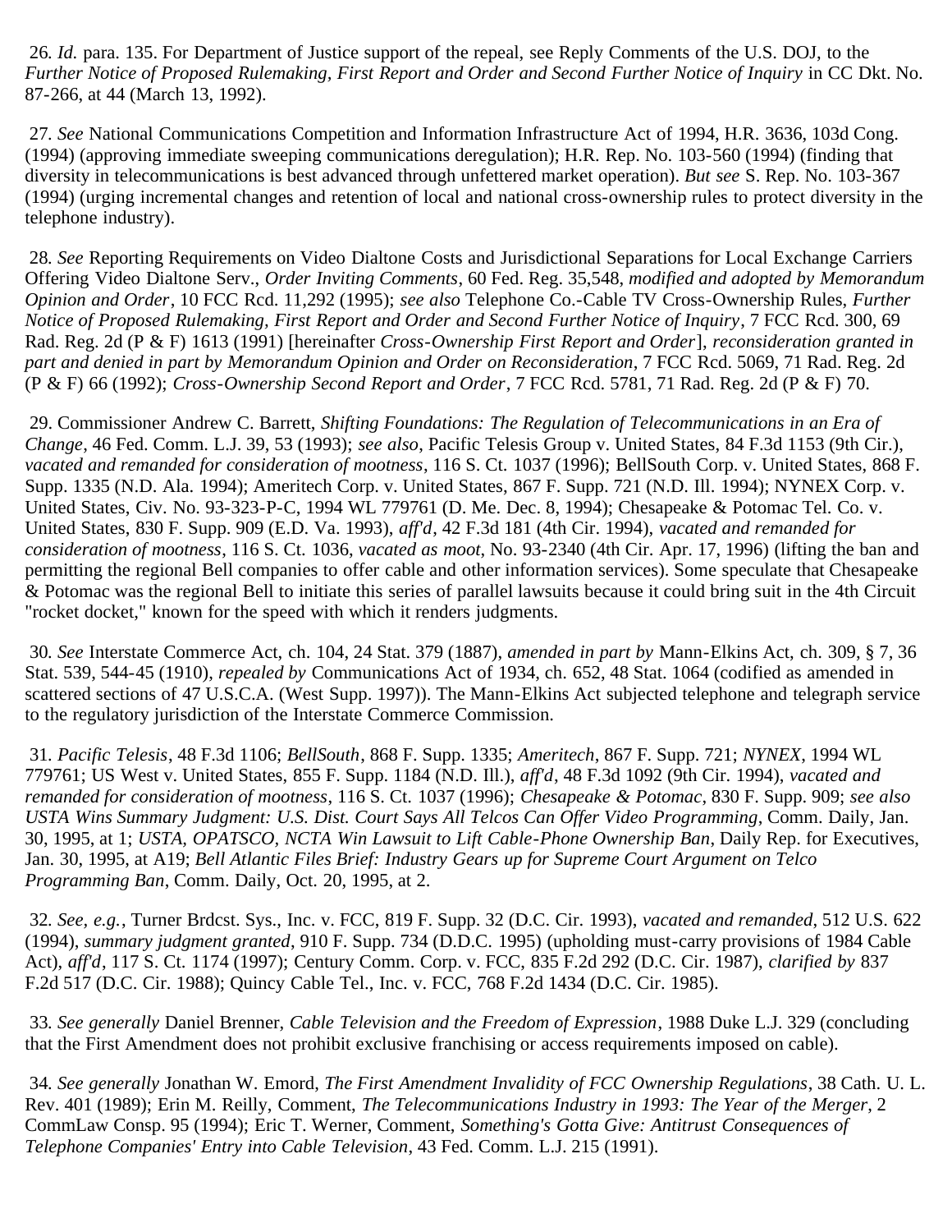26. *Id.* para. 135. For Department of Justice support of the repeal, see Reply Comments of the U.S. DOJ, to the *Further Notice of Proposed Rulemaking, First Report and Order and Second Further Notice of Inquiry* in CC Dkt. No. 87-266, at 44 (March 13, 1992).

27. *See* National Communications Competition and Information Infrastructure Act of 1994, H.R. 3636, 103d Cong. (1994) (approving immediate sweeping communications deregulation); H.R. Rep. No. 103-560 (1994) (finding that diversity in telecommunications is best advanced through unfettered market operation). *But see* S. Rep. No. 103-367 (1994) (urging incremental changes and retention of local and national cross-ownership rules to protect diversity in the telephone industry).

28. *See* Reporting Requirements on Video Dialtone Costs and Jurisdictional Separations for Local Exchange Carriers Offering Video Dialtone Serv., *Order Inviting Comments*, 60 Fed. Reg. 35,548, *modified and adopted by Memorandum Opinion and Order*, 10 FCC Rcd. 11,292 (1995); *see also* Telephone Co.-Cable TV Cross-Ownership Rules, *Further Notice of Proposed Rulemaking, First Report and Order and Second Further Notice of Inquiry*, 7 FCC Rcd. 300, 69 Rad. Reg. 2d (P & F) 1613 (1991) [hereinafter *Cross-Ownership First Report and Order*], *reconsideration granted in part and denied in part by Memorandum Opinion and Order on Reconsideration*, 7 FCC Rcd. 5069, 71 Rad. Reg. 2d (P & F) 66 (1992); *Cross-Ownership Second Report and Order*, 7 FCC Rcd. 5781, 71 Rad. Reg. 2d (P & F) 70.

29. Commissioner Andrew C. Barrett, *Shifting Foundations: The Regulation of Telecommunications in an Era of Change*, 46 Fed. Comm. L.J. 39, 53 (1993); *see also*, Pacific Telesis Group v. United States, 84 F.3d 1153 (9th Cir.), *vacated and remanded for consideration of mootness*, 116 S. Ct. 1037 (1996); BellSouth Corp. v. United States, 868 F. Supp. 1335 (N.D. Ala. 1994); Ameritech Corp. v. United States, 867 F. Supp. 721 (N.D. Ill. 1994); NYNEX Corp. v. United States, Civ. No. 93-323-P-C, 1994 WL 779761 (D. Me. Dec. 8, 1994); Chesapeake & Potomac Tel. Co. v. United States, 830 F. Supp. 909 (E.D. Va. 1993), *aff'd*, 42 F.3d 181 (4th Cir. 1994), *vacated and remanded for consideration of mootness*, 116 S. Ct. 1036, *vacated as moot*, No. 93-2340 (4th Cir. Apr. 17, 1996) (lifting the ban and permitting the regional Bell companies to offer cable and other information services). Some speculate that Chesapeake & Potomac was the regional Bell to initiate this series of parallel lawsuits because it could bring suit in the 4th Circuit "rocket docket," known for the speed with which it renders judgments.

30. *See* Interstate Commerce Act, ch. 104, 24 Stat. 379 (1887), *amended in part by* Mann-Elkins Act, ch. 309, § 7, 36 Stat. 539, 544-45 (1910), *repealed by* Communications Act of 1934, ch. 652, 48 Stat. 1064 (codified as amended in scattered sections of 47 U.S.C.A. (West Supp. 1997)). The Mann-Elkins Act subjected telephone and telegraph service to the regulatory jurisdiction of the Interstate Commerce Commission.

31. *Pacific Telesis*, 48 F.3d 1106; *BellSouth*, 868 F. Supp. 1335; *Ameritech*, 867 F. Supp. 721; *NYNEX*, 1994 WL 779761; US West v. United States, 855 F. Supp. 1184 (N.D. Ill.), *aff'd*, 48 F.3d 1092 (9th Cir. 1994), *vacated and remanded for consideration of mootness*, 116 S. Ct. 1037 (1996); *Chesapeake & Potomac*, 830 F. Supp. 909; *see also USTA Wins Summary Judgment: U.S. Dist. Court Says All Telcos Can Offer Video Programming*, Comm. Daily, Jan. 30, 1995, at 1; *USTA, OPATSCO, NCTA Win Lawsuit to Lift Cable-Phone Ownership Ban*, Daily Rep. for Executives, Jan. 30, 1995, at A19; *Bell Atlantic Files Brief: Industry Gears up for Supreme Court Argument on Telco Programming Ban*, Comm. Daily, Oct. 20, 1995, at 2.

32. *See, e.g.*, Turner Brdcst. Sys., Inc. v. FCC, 819 F. Supp. 32 (D.C. Cir. 1993), *vacated and remanded*, 512 U.S. 622 (1994), *summary judgment granted*, 910 F. Supp. 734 (D.D.C. 1995) (upholding must-carry provisions of 1984 Cable Act), *aff'd*, 117 S. Ct. 1174 (1997); Century Comm. Corp. v. FCC, 835 F.2d 292 (D.C. Cir. 1987), *clarified by* 837 F.2d 517 (D.C. Cir. 1988); Quincy Cable Tel., Inc. v. FCC, 768 F.2d 1434 (D.C. Cir. 1985).

33. *See generally* Daniel Brenner, *Cable Television and the Freedom of Expression*, 1988 Duke L.J. 329 (concluding that the First Amendment does not prohibit exclusive franchising or access requirements imposed on cable).

34. *See generally* Jonathan W. Emord, *The First Amendment Invalidity of FCC Ownership Regulations*, 38 Cath. U. L. Rev. 401 (1989); Erin M. Reilly, Comment, *The Telecommunications Industry in 1993: The Year of the Merger*, 2 CommLaw Consp. 95 (1994); Eric T. Werner, Comment, *Something's Gotta Give: Antitrust Consequences of Telephone Companies' Entry into Cable Television*, 43 Fed. Comm. L.J. 215 (1991).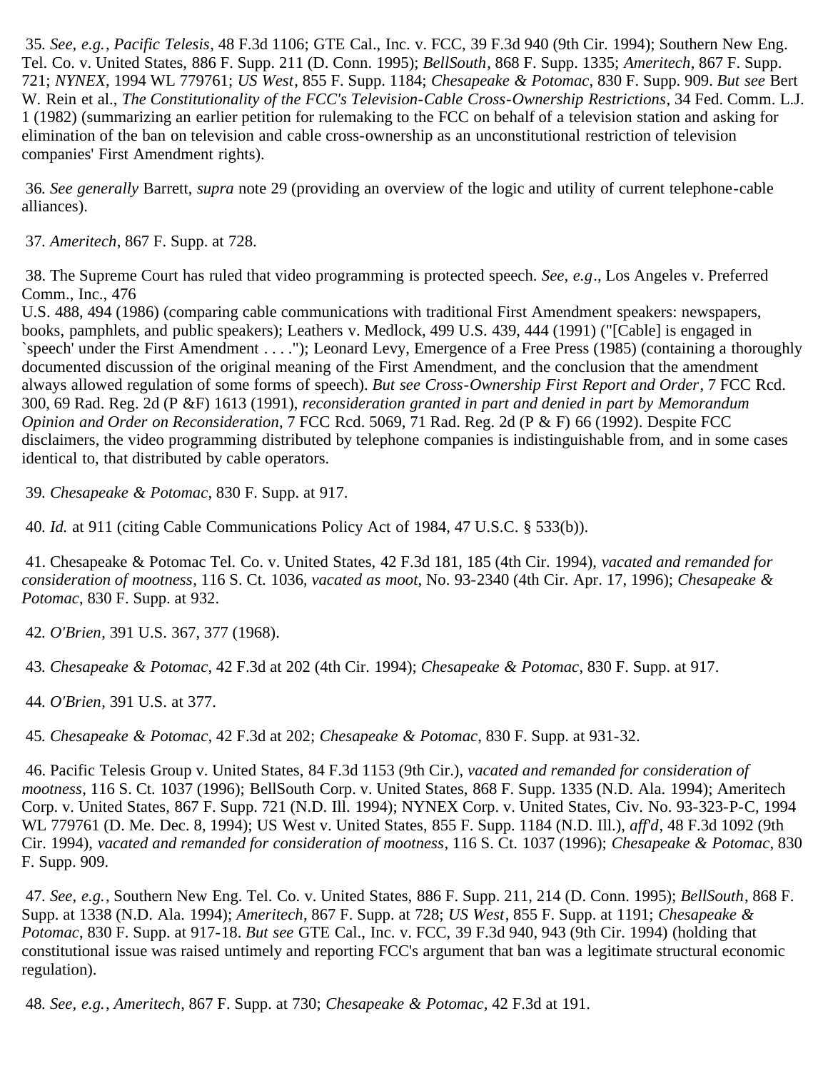35. *See, e.g.*, *Pacific Telesis*, 48 F.3d 1106; GTE Cal., Inc. v. FCC, 39 F.3d 940 (9th Cir. 1994); Southern New Eng. Tel. Co. v. United States, 886 F. Supp. 211 (D. Conn. 1995); *BellSouth*, 868 F. Supp. 1335; *Ameritech*, 867 F. Supp. 721; *NYNEX*, 1994 WL 779761; *US West*, 855 F. Supp. 1184; *Chesapeake & Potomac*, 830 F. Supp. 909. *But see* Bert W. Rein et al., *The Constitutionality of the FCC's Television-Cable Cross-Ownership Restrictions*, 34 Fed. Comm. L.J. 1 (1982) (summarizing an earlier petition for rulemaking to the FCC on behalf of a television station and asking for elimination of the ban on television and cable cross-ownership as an unconstitutional restriction of television companies' First Amendment rights).

36. *See generally* Barrett, *supra* note 29 (providing an overview of the logic and utility of current telephone-cable alliances).

37. *Ameritech*, 867 F. Supp. at 728.

38. The Supreme Court has ruled that video programming is protected speech. *See, e.g*., Los Angeles v. Preferred Comm., Inc., 476 U.S. 488, 494 (1986) (comparing cable communications with traditional First Amendment speakers: newspapers, books, pamphlets, and public speakers); Leathers v. Medlock, 499 U.S. 439, 444 (1991) ("[Cable] is engaged in `speech' under the First Amendment . . . ."); Leonard Levy, Emergence of a Free Press (1985) (containing a thoroughly documented discussion of the original meaning of the First Amendment, and the conclusion that the amendment always allowed regulation of some forms of speech). *But see Cross-Ownership First Report and Order*, 7 FCC Rcd. 300, 69 Rad. Reg. 2d (P &F) 1613 (1991), *reconsideration granted in part and denied in part by Memorandum Opinion and Order on Reconsideration*, 7 FCC Rcd. 5069, 71 Rad. Reg. 2d (P & F) 66 (1992). Despite FCC disclaimers, the video programming distributed by telephone companies is indistinguishable from, and in some cases identical to, that distributed by cable operators.

39. *Chesapeake & Potomac*, 830 F. Supp. at 917.

40. *Id.* at 911 (citing Cable Communications Policy Act of 1984, 47 U.S.C. § 533(b)).

41. Chesapeake & Potomac Tel. Co. v. United States, 42 F.3d 181, 185 (4th Cir. 1994), *vacated and remanded for consideration of mootness*, 116 S. Ct. 1036, *vacated as moot*, No. 93-2340 (4th Cir. Apr. 17, 1996); *Chesapeake & Potomac*, 830 F. Supp. at 932.

42. *O'Brien*, 391 U.S. 367, 377 (1968).

43. *Chesapeake & Potomac*, 42 F.3d at 202 (4th Cir. 1994); *Chesapeake & Potomac*, 830 F. Supp. at 917.

44. *O'Brien*, 391 U.S. at 377.

45. *Chesapeake & Potomac*, 42 F.3d at 202; *Chesapeake & Potomac*, 830 F. Supp. at 931-32.

46. Pacific Telesis Group v. United States, 84 F.3d 1153 (9th Cir.), *vacated and remanded for consideration of mootness*, 116 S. Ct. 1037 (1996); BellSouth Corp. v. United States, 868 F. Supp. 1335 (N.D. Ala. 1994); Ameritech Corp. v. United States, 867 F. Supp. 721 (N.D. Ill. 1994); NYNEX Corp. v. United States, Civ. No. 93-323-P-C, 1994 WL 779761 (D. Me. Dec. 8, 1994); US West v. United States, 855 F. Supp. 1184 (N.D. Ill.), *aff'd*, 48 F.3d 1092 (9th Cir. 1994), *vacated and remanded for consideration of mootness*, 116 S. Ct. 1037 (1996); *Chesapeake & Potomac*, 830 F. Supp. 909.

47. *See, e.g.*, Southern New Eng. Tel. Co. v. United States, 886 F. Supp. 211, 214 (D. Conn. 1995); *BellSouth*, 868 F. Supp. at 1338 (N.D. Ala. 1994); *Ameritech*, 867 F. Supp. at 728; *US West*, 855 F. Supp. at 1191; *Chesapeake & Potomac*, 830 F. Supp. at 917-18. *But see* GTE Cal., Inc. v. FCC, 39 F.3d 940, 943 (9th Cir. 1994) (holding that constitutional issue was raised untimely and reporting FCC's argument that ban was a legitimate structural economic regulation).

48. *See, e.g.*, *Ameritech*, 867 F. Supp. at 730; *Chesapeake & Potomac*, 42 F.3d at 191.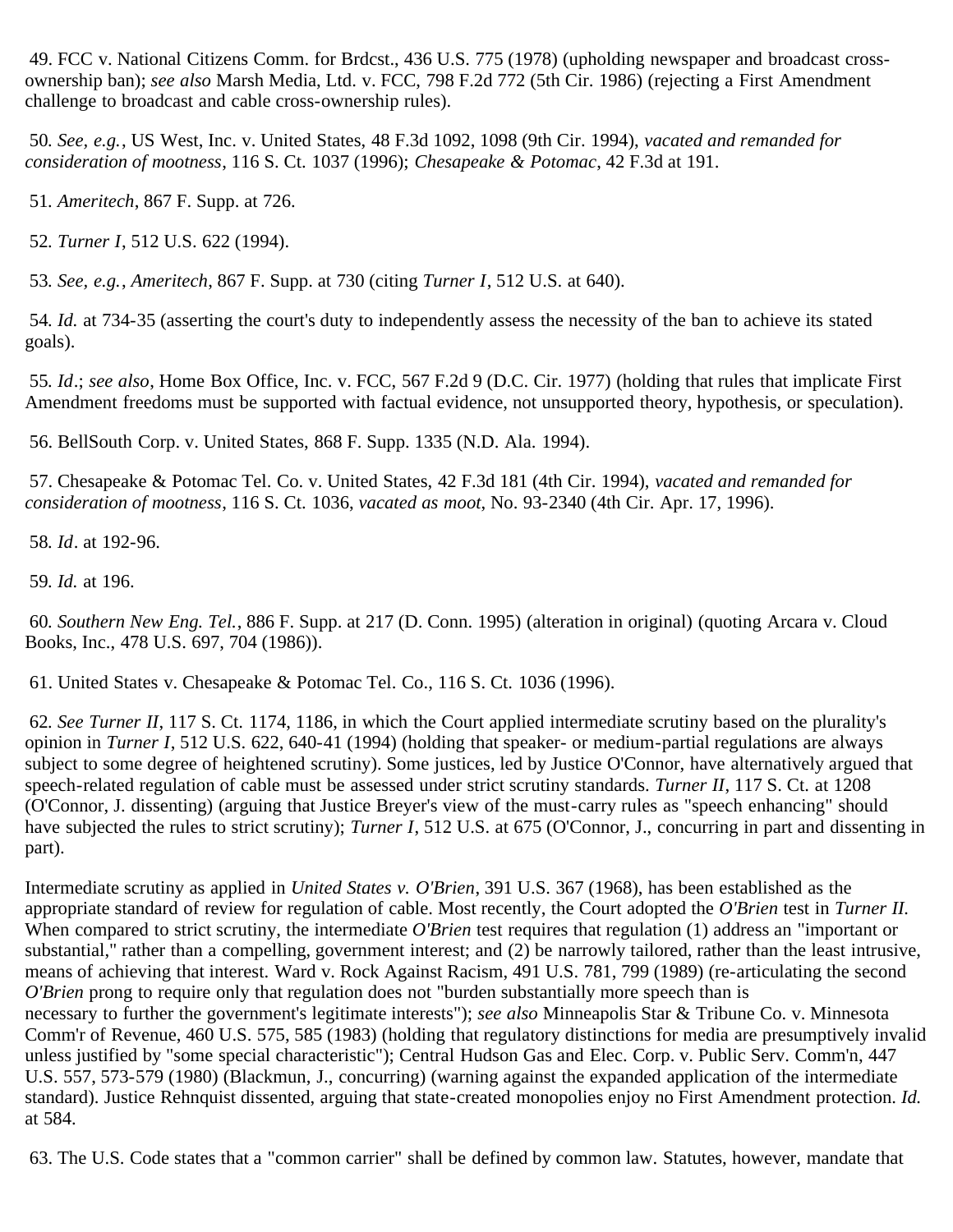49. FCC v. National Citizens Comm. for Brdcst., 436 U.S. 775 (1978) (upholding newspaper and broadcast cross-ownership ban); *see also* Marsh Media, Ltd. v. FCC, 798 F.2d 772 (5th Cir. 1986) (rejecting a First Amendment challenge to broadcast and cable cross-ownership rules).

50. *See, e.g.*, US West, Inc. v. United States, 48 F.3d 1092, 1098 (9th Cir. 1994), *vacated and remanded for consideration of mootness*, 116 S. Ct. 1037 (1996); *Chesapeake & Potomac*, 42 F.3d at 191.

51. *Ameritech*, 867 F. Supp. at 726.

52. *Turner I*, 512 U.S. 622 (1994).

53. *See, e.g.*, *Ameritech*, 867 F. Supp. at 730 (citing *Turner I*, 512 U.S. at 640).

54. *Id.* at 734-35 (asserting the court's duty to independently assess the necessity of the ban to achieve its stated goals).

55. *Id*.; *see also*, Home Box Office, Inc. v. FCC, 567 F.2d 9 (D.C. Cir. 1977) (holding that rules that implicate First Amendment freedoms must be supported with factual evidence, not unsupported theory, hypothesis, or speculation).

56. BellSouth Corp. v. United States, 868 F. Supp. 1335 (N.D. Ala. 1994).

57. Chesapeake & Potomac Tel. Co. v. United States, 42 F.3d 181 (4th Cir. 1994), *vacated and remanded for consideration of mootness*, 116 S. Ct. 1036, *vacated as moot*, No. 93-2340 (4th Cir. Apr. 17, 1996).

58. *Id*. at 192-96.

59. *Id.* at 196.

60. *Southern New Eng. Tel.*, 886 F. Supp. at 217 (D. Conn. 1995) (alteration in original) (quoting Arcara v. Cloud Books, Inc., 478 U.S. 697, 704 (1986)).

61. United States v. Chesapeake & Potomac Tel. Co., 116 S. Ct. 1036 (1996).

62. *See Turner II*, 117 S. Ct. 1174, 1186, in which the Court applied intermediate scrutiny based on the plurality's opinion in *Turner I*, 512 U.S. 622, 640-41 (1994) (holding that speaker- or medium-partial regulations are always subject to some degree of heightened scrutiny). Some justices, led by Justice O'Connor, have alternatively argued that speech-related regulation of cable must be assessed under strict scrutiny standards. *Turner II*, 117 S. Ct. at 1208 (O'Connor, J. dissenting) (arguing that Justice Breyer's view of the must-carry rules as "speech enhancing" should have subjected the rules to strict scrutiny); *Turner I*, 512 U.S. at 675 (O'Connor, J., concurring in part and dissenting in part).

Intermediate scrutiny as applied in *United States v. O'Brien*, 391 U.S. 367 (1968), has been established as the appropriate standard of review for regulation of cable. Most recently, the Court adopted the *O'Brien* test in *Turner II.* When compared to strict scrutiny, the intermediate *O'Brien* test requires that regulation (1) address an "important or substantial," rather than a compelling, government interest; and (2) be narrowly tailored, rather than the least intrusive, means of achieving that interest. Ward v. Rock Against Racism, 491 U.S. 781, 799 (1989) (re-articulating the second *O'Brien* prong to require only that regulation does not "burden substantially more speech than is necessary to further the government's legitimate interests"); *see also* Minneapolis Star & Tribune Co. v. Minnesota Comm'r of Revenue, 460 U.S. 575, 585 (1983) (holding that regulatory distinctions for media are presumptively invalid unless justified by "some special characteristic"); Central Hudson Gas and Elec. Corp. v. Public Serv. Comm'n, 447 U.S. 557, 573-579 (1980) (Blackmun, J., concurring) (warning against the expanded application of the intermediate standard). Justice Rehnquist dissented, arguing that state-created monopolies enjoy no First Amendment protection. *Id.* at 584.

63. The U.S. Code states that a "common carrier" shall be defined by common law. Statutes, however, mandate that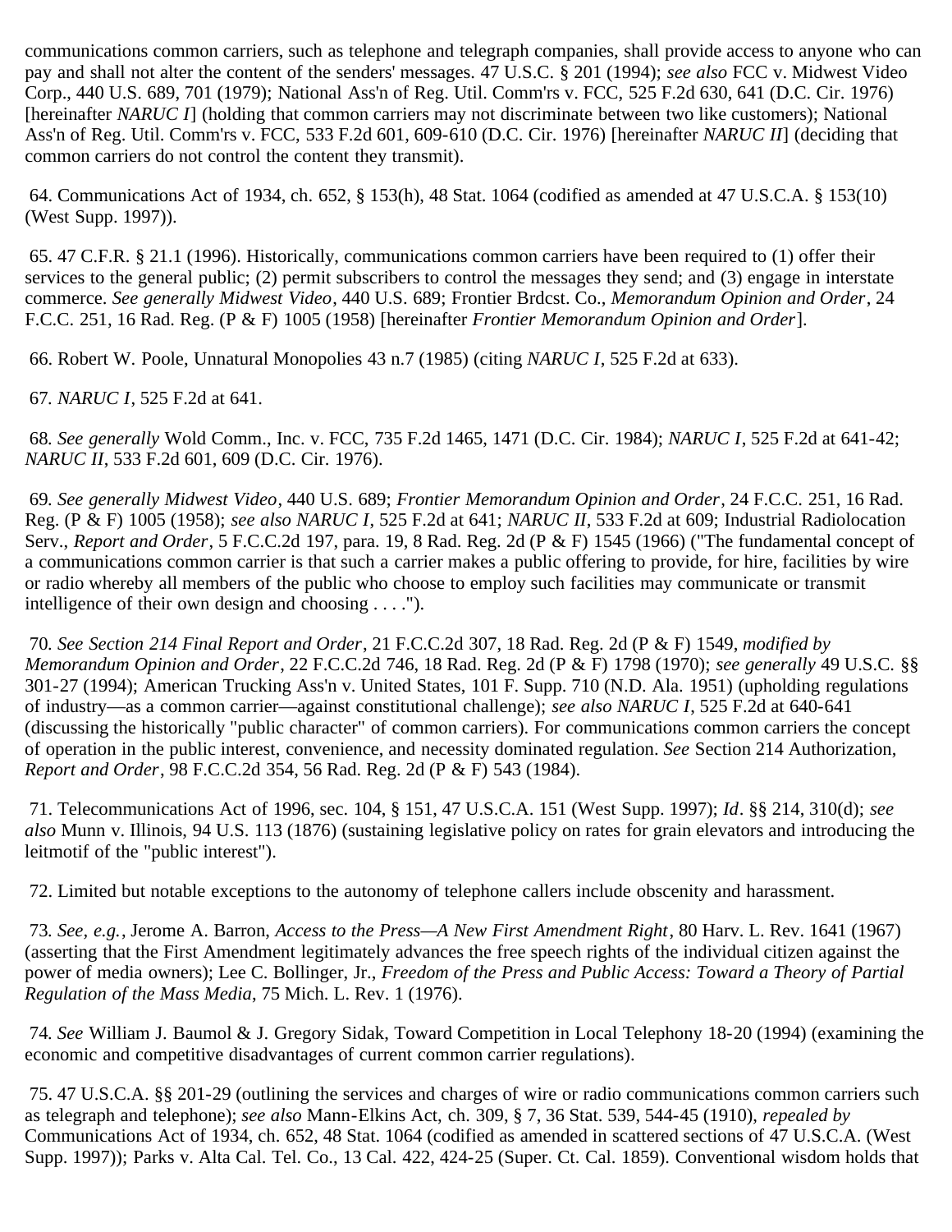communications common carriers, such as telephone and telegraph companies, shall provide access to anyone who can pay and shall not alter the content of the senders' messages. 47 U.S.C. § 201 (1994); *see also* FCC v. Midwest Video Corp., 440 U.S. 689, 701 (1979); National Ass'n of Reg. Util. Comm'rs v. FCC, 525 F.2d 630, 641 (D.C. Cir. 1976) [hereinafter *NARUC I*] (holding that common carriers may not discriminate between two like customers); National Ass'n of Reg. Util. Comm'rs v. FCC, 533 F.2d 601, 609-610 (D.C. Cir. 1976) [hereinafter *NARUC II*] (deciding that common carriers do not control the content they transmit).

64. Communications Act of 1934, ch. 652, § 153(h), 48 Stat. 1064 (codified as amended at 47 U.S.C.A. § 153(10) (West Supp. 1997)).

65. 47 C.F.R. § 21.1 (1996). Historically, communications common carriers have been required to (1) offer their services to the general public; (2) permit subscribers to control the messages they send; and (3) engage in interstate commerce. *See generally Midwest Video*, 440 U.S. 689; Frontier Brdcst. Co., *Memorandum Opinion and Order*, 24 F.C.C. 251, 16 Rad. Reg. (P & F) 1005 (1958) [hereinafter *Frontier Memorandum Opinion and Order*].

66. Robert W. Poole, Unnatural Monopolies 43 n.7 (1985) (citing *NARUC I*, 525 F.2d at 633).

67. *NARUC I*, 525 F.2d at 641.

68. *See generally* Wold Comm., Inc. v. FCC, 735 F.2d 1465, 1471 (D.C. Cir. 1984); *NARUC I*, 525 F.2d at 641-42; *NARUC II*, 533 F.2d 601, 609 (D.C. Cir. 1976).

69. *See generally Midwest Video*, 440 U.S. 689; *Frontier Memorandum Opinion and Order*, 24 F.C.C. 251, 16 Rad. Reg. (P & F) 1005 (1958); *see also NARUC I*, 525 F.2d at 641; *NARUC II*, 533 F.2d at 609; Industrial Radiolocation Serv., *Report and Order*, 5 F.C.C.2d 197, para. 19, 8 Rad. Reg. 2d (P & F) 1545 (1966) ("The fundamental concept of a communications common carrier is that such a carrier makes a public offering to provide, for hire, facilities by wire or radio whereby all members of the public who choose to employ such facilities may communicate or transmit intelligence of their own design and choosing . . . .").

70. *See Section 214 Final Report and Order*, 21 F.C.C.2d 307, 18 Rad. Reg. 2d (P & F) 1549, *modified by Memorandum Opinion and Order*, 22 F.C.C.2d 746, 18 Rad. Reg. 2d (P & F) 1798 (1970); *see generally* 49 U.S.C. §§ 301-27 (1994); American Trucking Ass'n v. United States, 101 F. Supp. 710 (N.D. Ala. 1951) (upholding regulations of industry—as a common carrier—against constitutional challenge); *see also NARUC I*, 525 F.2d at 640-641 (discussing the historically "public character" of common carriers). For communications common carriers the concept of operation in the public interest, convenience, and necessity dominated regulation. *See* Section 214 Authorization, *Report and Order*, 98 F.C.C.2d 354, 56 Rad. Reg. 2d (P & F) 543 (1984).

71. Telecommunications Act of 1996, sec. 104, § 151, 47 U.S.C.A. 151 (West Supp. 1997); *Id*. §§ 214, 310(d); *see also* Munn v. Illinois, 94 U.S. 113 (1876) (sustaining legislative policy on rates for grain elevators and introducing the leitmotif of the "public interest").

72. Limited but notable exceptions to the autonomy of telephone callers include obscenity and harassment.

73. *See, e.g.*, Jerome A. Barron, *Access to the Press—A New First Amendment Right*, 80 Harv. L. Rev. 1641 (1967) (asserting that the First Amendment legitimately advances the free speech rights of the individual citizen against the power of media owners); Lee C. Bollinger, Jr., *Freedom of the Press and Public Access: Toward a Theory of Partial Regulation of the Mass Media*, 75 Mich. L. Rev. 1 (1976).

74. *See* William J. Baumol & J. Gregory Sidak, Toward Competition in Local Telephony 18-20 (1994) (examining the economic and competitive disadvantages of current common carrier regulations).

75. 47 U.S.C.A. §§ 201-29 (outlining the services and charges of wire or radio communications common carriers such as telegraph and telephone); *see also* Mann-Elkins Act, ch. 309, § 7, 36 Stat. 539, 544-45 (1910), *repealed by* Communications Act of 1934, ch. 652, 48 Stat. 1064 (codified as amended in scattered sections of 47 U.S.C.A. (West Supp. 1997)); Parks v. Alta Cal. Tel. Co., 13 Cal. 422, 424-25 (Super. Ct. Cal. 1859). Conventional wisdom holds that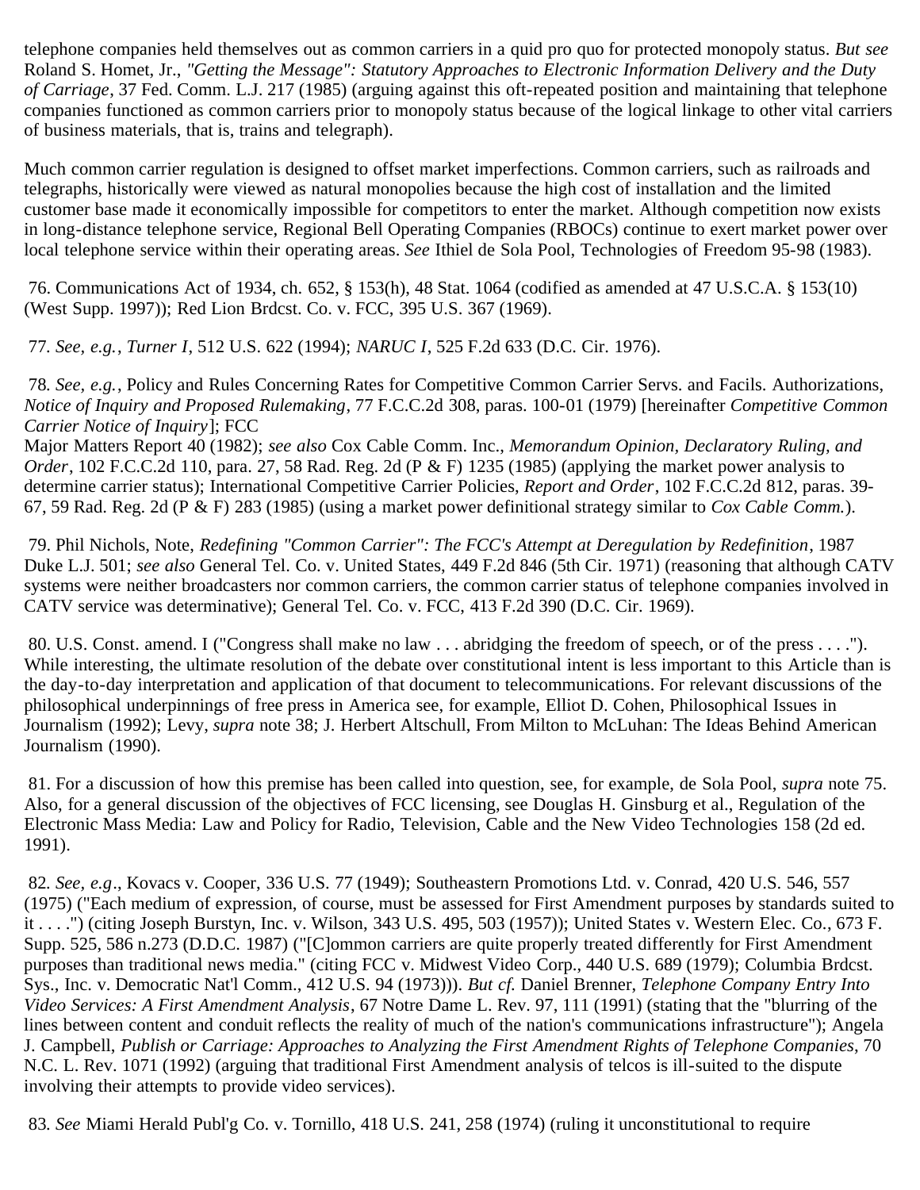telephone companies held themselves out as common carriers in a quid pro quo for protected monopoly status. *But see* Roland S. Homet, Jr., *"Getting the Message": Statutory Approaches to Electronic Information Delivery and the Duty of Carriage*, 37 Fed. Comm. L.J. 217 (1985) (arguing against this oft-repeated position and maintaining that telephone companies functioned as common carriers prior to monopoly status because of the logical linkage to other vital carriers of business materials, that is, trains and telegraph).

Much common carrier regulation is designed to offset market imperfections. Common carriers, such as railroads and telegraphs, historically were viewed as natural monopolies because the high cost of installation and the limited customer base made it economically impossible for competitors to enter the market. Although competition now exists in long-distance telephone service, Regional Bell Operating Companies (RBOCs) continue to exert market power over local telephone service within their operating areas. *See* Ithiel de Sola Pool, Technologies of Freedom 95-98 (1983).

76. Communications Act of 1934, ch. 652, § 153(h), 48 Stat. 1064 (codified as amended at 47 U.S.C.A. § 153(10) (West Supp. 1997)); Red Lion Brdcst. Co. v. FCC, 395 U.S. 367 (1969).

77. *See, e.g.*, *Turner I*, 512 U.S. 622 (1994); *NARUC I*, 525 F.2d 633 (D.C. Cir. 1976).

78. *See, e.g.*, Policy and Rules Concerning Rates for Competitive Common Carrier Servs. and Facils. Authorizations, *Notice of Inquiry and Proposed Rulemaking*, 77 F.C.C.2d 308, paras. 100-01 (1979) [hereinafter *Competitive Common Carrier Notice of Inquiry*]; FCC Major Matters Report 40 (1982); *see also* Cox Cable Comm. Inc., *Memorandum Opinion, Declaratory Ruling, and Order*, 102 F.C.C.2d 110, para. 27, 58 Rad. Reg. 2d (P & F) 1235 (1985) (applying the market power analysis to determine carrier status); International Competitive Carrier Policies, *Report and Order*, 102 F.C.C.2d 812, paras. 39-67, 59 Rad. Reg. 2d (P & F) 283 (1985) (using a market power definitional strategy similar to *Cox Cable Comm.*).

79. Phil Nichols, Note, *Redefining "Common Carrier": The FCC's Attempt at Deregulation by Redefinition*, 1987 Duke L.J. 501; *see also* General Tel. Co. v. United States, 449 F.2d 846 (5th Cir. 1971) (reasoning that although CATV systems were neither broadcasters nor common carriers, the common carrier status of telephone companies involved in CATV service was determinative); General Tel. Co. v. FCC, 413 F.2d 390 (D.C. Cir. 1969).

80. U.S. Const. amend. I ("Congress shall make no law . . . abridging the freedom of speech, or of the press . . . ."). While interesting, the ultimate resolution of the debate over constitutional intent is less important to this Article than is the day-to-day interpretation and application of that document to telecommunications. For relevant discussions of the philosophical underpinnings of free press in America see, for example, Elliot D. Cohen, Philosophical Issues in Journalism (1992); Levy, *supra* note 38; J. Herbert Altschull, From Milton to McLuhan: The Ideas Behind American Journalism (1990).

81. For a discussion of how this premise has been called into question, see, for example, de Sola Pool, *supra* note 75. Also, for a general discussion of the objectives of FCC licensing, see Douglas H. Ginsburg et al., Regulation of the Electronic Mass Media: Law and Policy for Radio, Television, Cable and the New Video Technologies 158 (2d ed. 1991).

82. *See, e.g*., Kovacs v. Cooper, 336 U.S. 77 (1949); Southeastern Promotions Ltd. v. Conrad, 420 U.S. 546, 557 (1975) ("Each medium of expression, of course, must be assessed for First Amendment purposes by standards suited to it . . . .") (citing Joseph Burstyn, Inc. v. Wilson, 343 U.S. 495, 503 (1957)); United States v. Western Elec. Co., 673 F. Supp. 525, 586 n.273 (D.D.C. 1987) ("[C]ommon carriers are quite properly treated differently for First Amendment purposes than traditional news media." (citing FCC v. Midwest Video Corp., 440 U.S. 689 (1979); Columbia Brdcst. Sys., Inc. v. Democratic Nat'l Comm., 412 U.S. 94 (1973))). *But cf.* Daniel Brenner, *Telephone Company Entry Into Video Services: A First Amendment Analysis*, 67 Notre Dame L. Rev. 97, 111 (1991) (stating that the "blurring of the lines between content and conduit reflects the reality of much of the nation's communications infrastructure"); Angela J. Campbell, *Publish or Carriage: Approaches to Analyzing the First Amendment Rights of Telephone Companies*, 70 N.C. L. Rev. 1071 (1992) (arguing that traditional First Amendment analysis of telcos is ill-suited to the dispute involving their attempts to provide video services).

83. *See* Miami Herald Publ'g Co. v. Tornillo, 418 U.S. 241, 258 (1974) (ruling it unconstitutional to require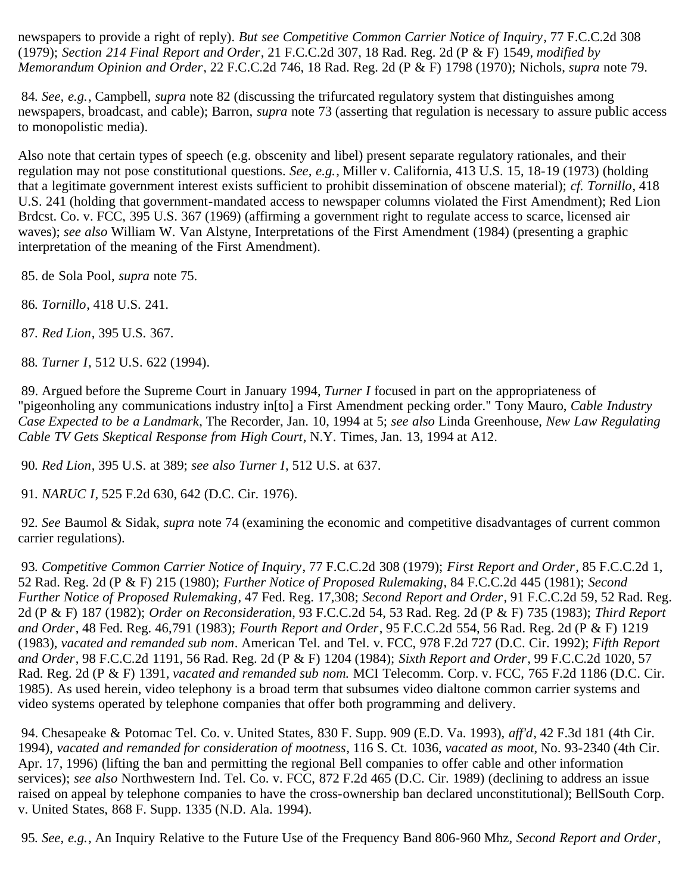newspapers to provide a right of reply). *But see Competitive Common Carrier Notice of Inquiry*, 77 F.C.C.2d 308 (1979); *Section 214 Final Report and Order*, 21 F.C.C.2d 307, 18 Rad. Reg. 2d (P & F) 1549, *modified by Memorandum Opinion and Order*, 22 F.C.C.2d 746, 18 Rad. Reg. 2d (P & F) 1798 (1970); Nichols, *supra* note 79.

84. *See, e.g.*, Campbell, *supra* note 82 (discussing the trifurcated regulatory system that distinguishes among newspapers, broadcast, and cable); Barron, *supra* note 73 (asserting that regulation is necessary to assure public access to monopolistic media).

Also note that certain types of speech (e.g. obscenity and libel) present separate regulatory rationales, and their regulation may not pose constitutional questions. *See, e.g.*, Miller v. California, 413 U.S. 15, 18-19 (1973) (holding that a legitimate government interest exists sufficient to prohibit dissemination of obscene material); *cf. Tornillo*, 418 U.S. 241 (holding that government-mandated access to newspaper columns violated the First Amendment); Red Lion Brdcst. Co. v. FCC, 395 U.S. 367 (1969) (affirming a government right to regulate access to scarce, licensed air waves); *see also* William W. Van Alstyne, Interpretations of the First Amendment (1984) (presenting a graphic interpretation of the meaning of the First Amendment).

85. de Sola Pool, *supra* note 75.

86. *Tornillo*, 418 U.S. 241.

87. *Red Lion*, 395 U.S. 367.

88. *Turner I*, 512 U.S. 622 (1994).

89. Argued before the Supreme Court in January 1994, *Turner I* focused in part on the appropriateness of "pigeonholing any communications industry in[to] a First Amendment pecking order." Tony Mauro, *Cable Industry Case Expected to be a Landmark*, The Recorder, Jan. 10, 1994 at 5; *see also* Linda Greenhouse, *New Law Regulating Cable TV Gets Skeptical Response from High Court*, N.Y. Times, Jan. 13, 1994 at A12.

90. *Red Lion*, 395 U.S. at 389; *see also Turner I*, 512 U.S. at 637.

91. *NARUC I*, 525 F.2d 630, 642 (D.C. Cir. 1976).

92. *See* Baumol & Sidak, *supra* note 74 (examining the economic and competitive disadvantages of current common carrier regulations).

93. *Competitive Common Carrier Notice of Inquiry*, 77 F.C.C.2d 308 (1979); *First Report and Order*, 85 F.C.C.2d 1, 52 Rad. Reg. 2d (P & F) 215 (1980); *Further Notice of Proposed Rulemaking*, 84 F.C.C.2d 445 (1981); *Second Further Notice of Proposed Rulemaking*, 47 Fed. Reg. 17,308; *Second Report and Order*, 91 F.C.C.2d 59, 52 Rad. Reg. 2d (P & F) 187 (1982); *Order on Reconsideration*, 93 F.C.C.2d 54, 53 Rad. Reg. 2d (P & F) 735 (1983); *Third Report and Order*, 48 Fed. Reg. 46,791 (1983); *Fourth Report and Order*, 95 F.C.C.2d 554, 56 Rad. Reg. 2d (P & F) 1219 (1983), *vacated and remanded sub nom*. American Tel. and Tel. v. FCC, 978 F.2d 727 (D.C. Cir. 1992); *Fifth Report and Order*, 98 F.C.C.2d 1191, 56 Rad. Reg. 2d (P & F) 1204 (1984); *Sixth Report and Order*, 99 F.C.C.2d 1020, 57 Rad. Reg. 2d (P & F) 1391, *vacated and remanded sub nom.* MCI Telecomm. Corp. v. FCC, 765 F.2d 1186 (D.C. Cir. 1985). As used herein, video telephony is a broad term that subsumes video dialtone common carrier systems and video systems operated by telephone companies that offer both programming and delivery.

94. Chesapeake & Potomac Tel. Co. v. United States, 830 F. Supp. 909 (E.D. Va. 1993), *aff'd*, 42 F.3d 181 (4th Cir. 1994), *vacated and remanded for consideration of mootness*, 116 S. Ct. 1036, *vacated as moot*, No. 93-2340 (4th Cir. Apr. 17, 1996) (lifting the ban and permitting the regional Bell companies to offer cable and other information services); *see also* Northwestern Ind. Tel. Co. v. FCC, 872 F.2d 465 (D.C. Cir. 1989) (declining to address an issue raised on appeal by telephone companies to have the cross-ownership ban declared unconstitutional); BellSouth Corp. v. United States, 868 F. Supp. 1335 (N.D. Ala. 1994).

95. *See, e.g.*, An Inquiry Relative to the Future Use of the Frequency Band 806-960 Mhz, *Second Report and Order*,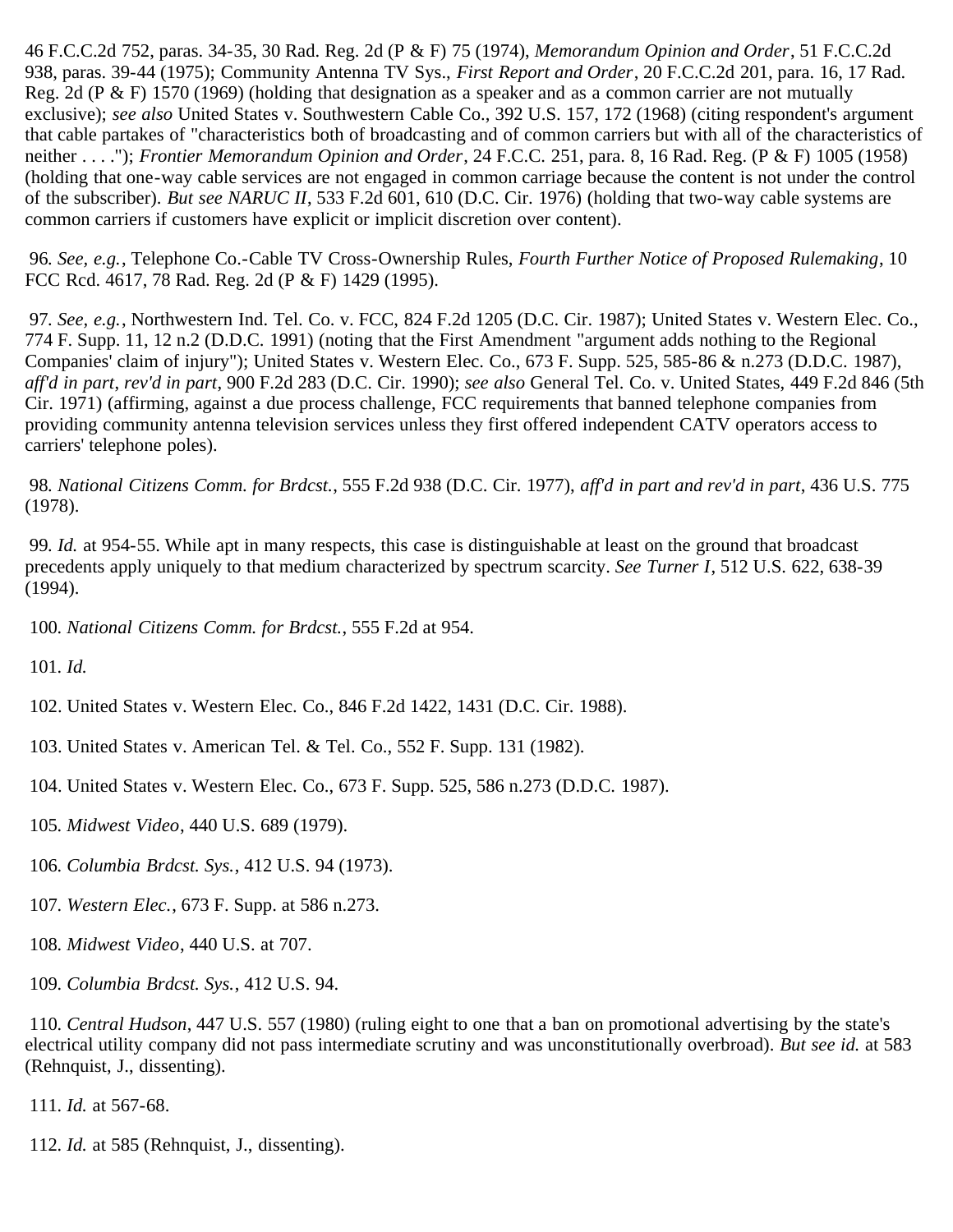46 F.C.C.2d 752, paras. 34-35, 30 Rad. Reg. 2d (P & F) 75 (1974), *Memorandum Opinion and Order*, 51 F.C.C.2d 938, paras. 39-44 (1975); Community Antenna TV Sys., *First Report and Order*, 20 F.C.C.2d 201, para. 16, 17 Rad. Reg. 2d (P & F) 1570 (1969) (holding that designation as a speaker and as a common carrier are not mutually exclusive); *see also* United States v. Southwestern Cable Co., 392 U.S. 157, 172 (1968) (citing respondent's argument that cable partakes of "characteristics both of broadcasting and of common carriers but with all of the characteristics of neither . . . ."); *Frontier Memorandum Opinion and Order*, 24 F.C.C. 251, para. 8, 16 Rad. Reg. (P & F) 1005 (1958) (holding that one-way cable services are not engaged in common carriage because the content is not under the control of the subscriber). *But see NARUC II*, 533 F.2d 601, 610 (D.C. Cir. 1976) (holding that two-way cable systems are common carriers if customers have explicit or implicit discretion over content).

96. *See, e.g.*, Telephone Co.-Cable TV Cross-Ownership Rules, *Fourth Further Notice of Proposed Rulemaking*, 10 FCC Rcd. 4617, 78 Rad. Reg. 2d (P & F) 1429 (1995).

97. *See, e.g.*, Northwestern Ind. Tel. Co. v. FCC, 824 F.2d 1205 (D.C. Cir. 1987); United States v. Western Elec. Co., 774 F. Supp. 11, 12 n.2 (D.D.C. 1991) (noting that the First Amendment "argument adds nothing to the Regional Companies' claim of injury"); United States v. Western Elec. Co., 673 F. Supp. 525, 585-86 & n.273 (D.D.C. 1987), *aff'd in part*, *rev'd in part*, 900 F.2d 283 (D.C. Cir. 1990); *see also* General Tel. Co. v. United States, 449 F.2d 846 (5th Cir. 1971) (affirming, against a due process challenge, FCC requirements that banned telephone companies from providing community antenna television services unless they first offered independent CATV operators access to carriers' telephone poles).

98. *National Citizens Comm. for Brdcst.*, 555 F.2d 938 (D.C. Cir. 1977), *aff'd in part and rev'd in part*, 436 U.S. 775 (1978).

99. *Id.* at 954-55. While apt in many respects, this case is distinguishable at least on the ground that broadcast precedents apply uniquely to that medium characterized by spectrum scarcity. *See Turner I*, 512 U.S. 622, 638-39 (1994).

100. *National Citizens Comm. for Brdcst.*, 555 F.2d at 954.

101. *Id.*

102. United States v. Western Elec. Co., 846 F.2d 1422, 1431 (D.C. Cir. 1988).

103. United States v. American Tel. & Tel. Co., 552 F. Supp. 131 (1982).

104. United States v. Western Elec. Co., 673 F. Supp. 525, 586 n.273 (D.D.C. 1987).

105. *Midwest Video*, 440 U.S. 689 (1979).

106. *Columbia Brdcst. Sys.*, 412 U.S. 94 (1973).

107. *Western Elec.*, 673 F. Supp. at 586 n.273.

108. *Midwest Video*, 440 U.S. at 707.

109. *Columbia Brdcst. Sys.*, 412 U.S. 94.

110. *Central Hudson*, 447 U.S. 557 (1980) (ruling eight to one that a ban on promotional advertising by the state's electrical utility company did not pass intermediate scrutiny and was unconstitutionally overbroad). *But see id.* at 583 (Rehnquist, J., dissenting).

111. *Id.* at 567-68.

112. *Id.* at 585 (Rehnquist, J., dissenting).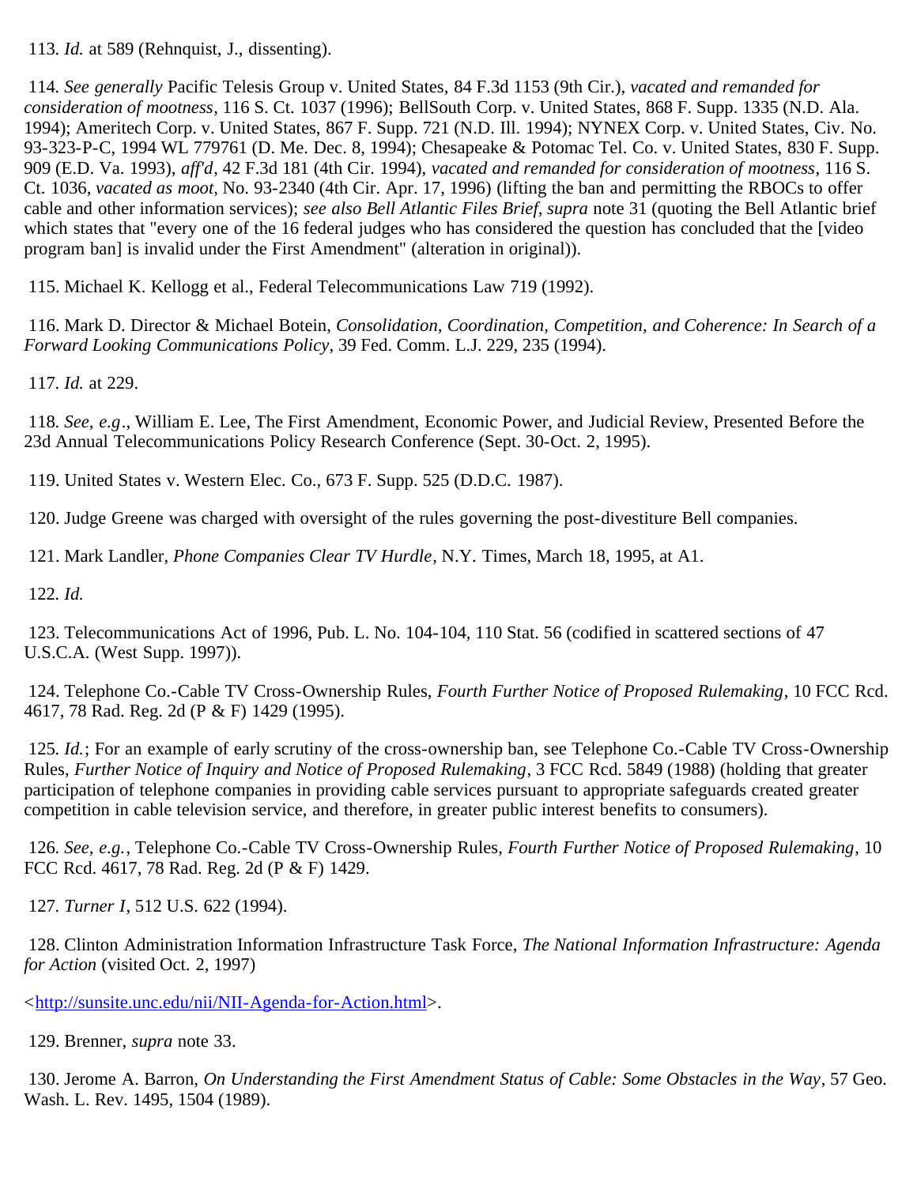113. *Id.* at 589 (Rehnquist, J., dissenting).

114. *See generally* Pacific Telesis Group v. United States, 84 F.3d 1153 (9th Cir.), *vacated and remanded for consideration of mootness*, 116 S. Ct. 1037 (1996); BellSouth Corp. v. United States, 868 F. Supp. 1335 (N.D. Ala. 1994); Ameritech Corp. v. United States, 867 F. Supp. 721 (N.D. Ill. 1994); NYNEX Corp. v. United States, Civ. No. 93-323-P-C, 1994 WL 779761 (D. Me. Dec. 8, 1994); Chesapeake & Potomac Tel. Co. v. United States, 830 F. Supp. 909 (E.D. Va. 1993), *aff'd*, 42 F.3d 181 (4th Cir. 1994), *vacated and remanded for consideration of mootness*, 116 S. Ct. 1036, *vacated as moot*, No. 93-2340 (4th Cir. Apr. 17, 1996) (lifting the ban and permitting the RBOCs to offer cable and other information services); *see also Bell Atlantic Files Brief*, *supra* note 31 (quoting the Bell Atlantic brief which states that "every one of the 16 federal judges who has considered the question has concluded that the [video program ban] is invalid under the First Amendment" (alteration in original)).

115. Michael K. Kellogg et al., Federal Telecommunications Law 719 (1992).

116. Mark D. Director & Michael Botein, *Consolidation, Coordination, Competition, and Coherence: In Search of a Forward Looking Communications Policy*, 39 Fed. Comm. L.J. 229, 235 (1994).

117. *Id.* at 229.

118. *See, e.g*., William E. Lee, The First Amendment, Economic Power, and Judicial Review, Presented Before the 23d Annual Telecommunications Policy Research Conference (Sept. 30-Oct. 2, 1995).

119. United States v. Western Elec. Co., 673 F. Supp. 525 (D.D.C. 1987).

120. Judge Greene was charged with oversight of the rules governing the post-divestiture Bell companies.

121. Mark Landler, *Phone Companies Clear TV Hurdle*, N.Y. Times, March 18, 1995, at A1.

122. *Id.*

123. Telecommunications Act of 1996, Pub. L. No. 104-104, 110 Stat. 56 (codified in scattered sections of 47 U.S.C.A. (West Supp. 1997)).

124. Telephone Co.-Cable TV Cross-Ownership Rules, *Fourth Further Notice of Proposed Rulemaking*, 10 FCC Rcd. 4617, 78 Rad. Reg. 2d (P & F) 1429 (1995).

125. *Id.*; For an example of early scrutiny of the cross-ownership ban, see Telephone Co.-Cable TV Cross-Ownership Rules, *Further Notice of Inquiry and Notice of Proposed Rulemaking*, 3 FCC Rcd. 5849 (1988) (holding that greater participation of telephone companies in providing cable services pursuant to appropriate safeguards created greater competition in cable television service, and therefore, in greater public interest benefits to consumers).

126. *See, e.g.*, Telephone Co.-Cable TV Cross-Ownership Rules, *Fourth Further Notice of Proposed Rulemaking*, 10 FCC Rcd. 4617, 78 Rad. Reg. 2d (P & F) 1429.

127. *Turner I*, 512 U.S. 622 (1994).

128. Clinton Administration Information Infrastructure Task Force, *The National Information Infrastructure: Agenda for Action* (visited Oct. 2, 1997)

<http://sunsite.unc.edu/nii/NII-Agenda-for-Action.html>.

129. Brenner, *supra* note 33.

130. Jerome A. Barron, *On Understanding the First Amendment Status of Cable: Some Obstacles in the Way*, 57 Geo. Wash. L. Rev. 1495, 1504 (1989).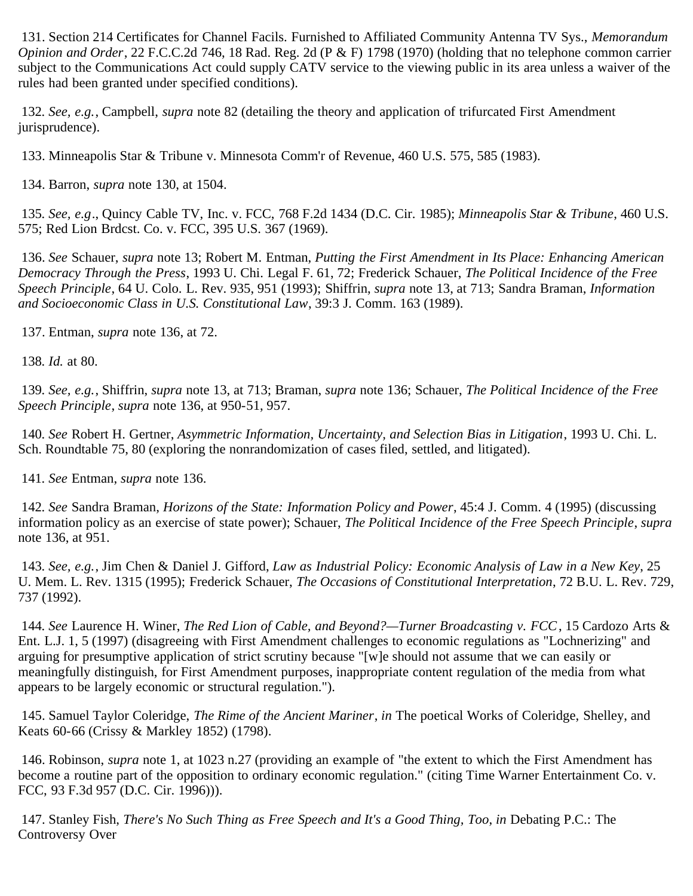131. Section 214 Certificates for Channel Facils. Furnished to Affiliated Community Antenna TV Sys., *Memorandum Opinion and Order*, 22 F.C.C.2d 746, 18 Rad. Reg. 2d (P & F) 1798 (1970) (holding that no telephone common carrier subject to the Communications Act could supply CATV service to the viewing public in its area unless a waiver of the rules had been granted under specified conditions).

132. *See, e.g.*, Campbell, *supra* note 82 (detailing the theory and application of trifurcated First Amendment jurisprudence).

133. Minneapolis Star & Tribune v. Minnesota Comm'r of Revenue, 460 U.S. 575, 585 (1983).

134. Barron, *supra* note 130, at 1504.

135. *See, e.g*., Quincy Cable TV, Inc. v. FCC, 768 F.2d 1434 (D.C. Cir. 1985); *Minneapolis Star & Tribune*, 460 U.S. 575; Red Lion Brdcst. Co. v. FCC, 395 U.S. 367 (1969).

136. *See* Schauer, *supra* note 13; Robert M. Entman, *Putting the First Amendment in Its Place: Enhancing American Democracy Through the Press*, 1993 U. Chi. Legal F. 61, 72; Frederick Schauer, *The Political Incidence of the Free Speech Principle*, 64 U. Colo. L. Rev. 935, 951 (1993); Shiffrin, *supra* note 13, at 713; Sandra Braman, *Information and Socioeconomic Class in U.S. Constitutional Law*, 39:3 J. Comm. 163 (1989).

137. Entman, *supra* note 136, at 72.

138. *Id.* at 80.

139. *See, e.g.*, Shiffrin, *supra* note 13, at 713; Braman, *supra* note 136; Schauer, *The Political Incidence of the Free Speech Principle*, *supra* note 136, at 950-51, 957.

140. *See* Robert H. Gertner, *Asymmetric Information, Uncertainty, and Selection Bias in Litigation*, 1993 U. Chi. L. Sch. Roundtable 75, 80 (exploring the nonrandomization of cases filed, settled, and litigated).

141. *See* Entman, *supra* note 136.

142. *See* Sandra Braman, *Horizons of the State: Information Policy and Power*, 45:4 J. Comm. 4 (1995) (discussing information policy as an exercise of state power); Schauer, *The Political Incidence of the Free Speech Principle*, *supra* note 136, at 951.

143. *See, e.g.*, Jim Chen & Daniel J. Gifford, *Law as Industrial Policy: Economic Analysis of Law in a New Key*, 25 U. Mem. L. Rev. 1315 (1995); Frederick Schauer, *The Occasions of Constitutional Interpretation*, 72 B.U. L. Rev. 729, 737 (1992).

144. *See* Laurence H. Winer, *The Red Lion of Cable, and Beyond?—Turner Broadcasting v. FCC*, 15 Cardozo Arts & Ent. L.J. 1, 5 (1997) (disagreeing with First Amendment challenges to economic regulations as "Lochnerizing" and arguing for presumptive application of strict scrutiny because "[w]e should not assume that we can easily or meaningfully distinguish, for First Amendment purposes, inappropriate content regulation of the media from what appears to be largely economic or structural regulation.").

145. Samuel Taylor Coleridge, *The Rime of the Ancient Mariner*, *in* The poetical Works of Coleridge, Shelley, and Keats 60-66 (Crissy & Markley 1852) (1798).

146. Robinson, *supra* note 1, at 1023 n.27 (providing an example of "the extent to which the First Amendment has become a routine part of the opposition to ordinary economic regulation." (citing Time Warner Entertainment Co. v. FCC, 93 F.3d 957 (D.C. Cir. 1996))).

147. Stanley Fish, *There's No Such Thing as Free Speech and It's a Good Thing, Too*, *in* Debating P.C.: The Controversy Over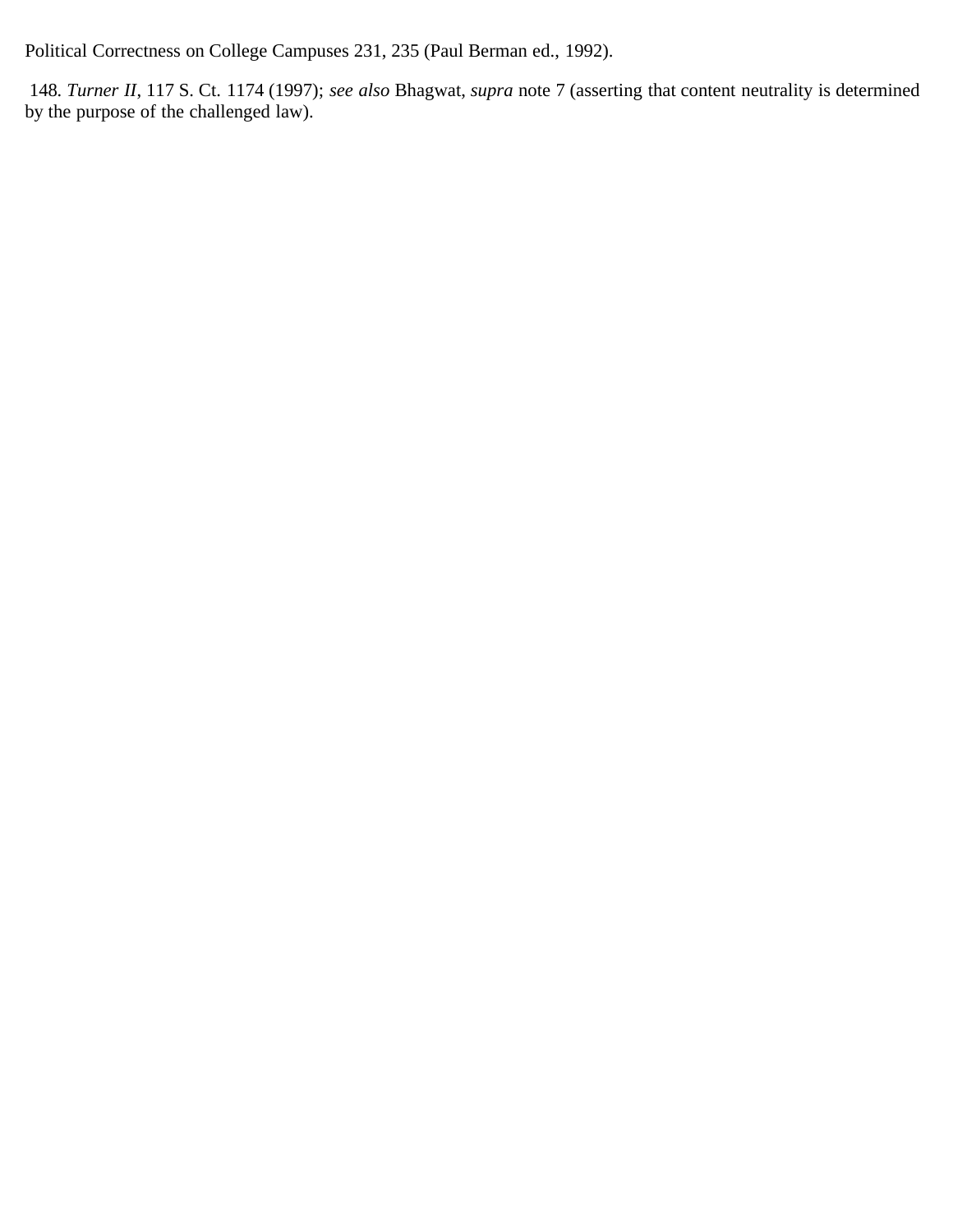Political Correctness on College Campuses 231, 235 (Paul Berman ed., 1992).

148. *Turner II*, 117 S. Ct. 1174 (1997); *see also* Bhagwat, *supra* note 7 (asserting that content neutrality is determined by the purpose of the challenged law).